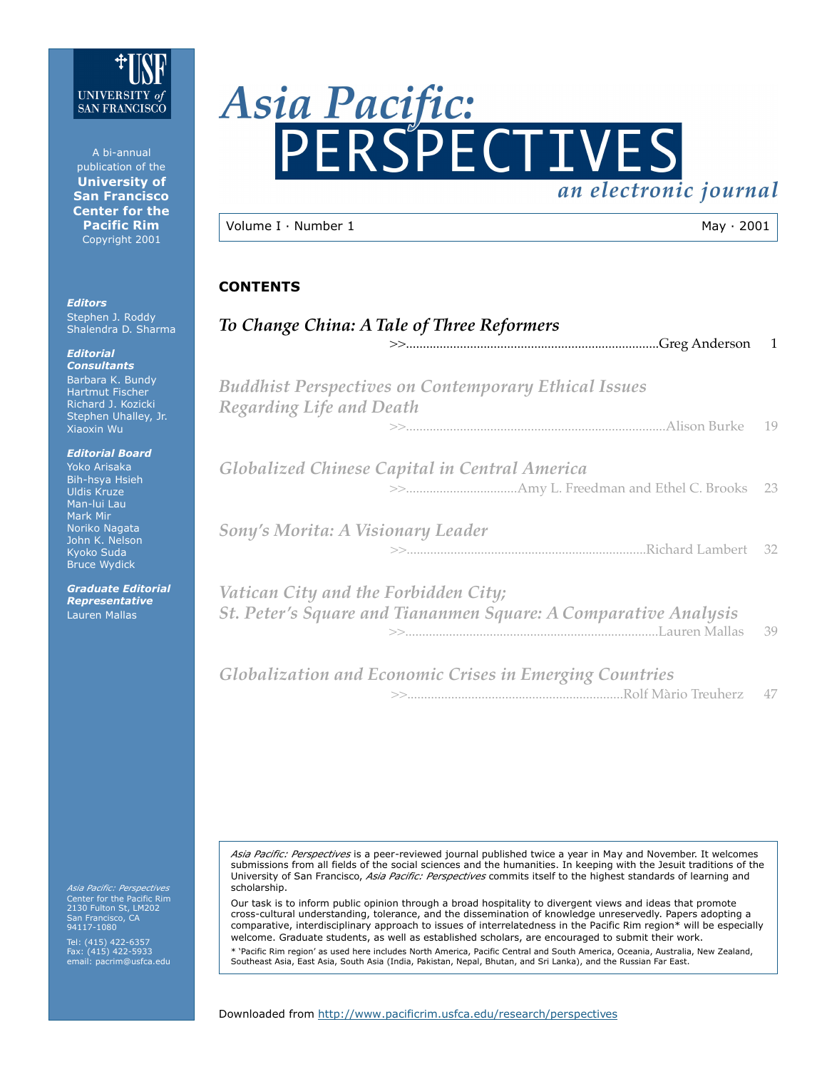# Asia Pacific: PERSPECTIVES

*an electronic journal*

Volume I · Number 1 — May · 2001

A bi-annual publication of the **University of San Francisco Center for the Pacific Rim**
Copyright 2001

***Editors***
Stephen J. Roddy
Shalendra D. Sharma

***Editorial Consultants***
Barbara K. Bundy
Hartmut Fischer
Richard J. Kozicki
Stephen Uhalley, Jr.
Xiaoxin Wu

***Editorial Board***
Yoko Arisaka
Bih-hsya Hsieh
Uldis Kruze
Man-lui Lau
Mark Mir
Noriko Nagata
John K. Nelson
Kyoko Suda
Bruce Wydick

***Graduate Editorial Representative***
Lauren Mallas

## CONTENTS

*To Change China: A Tale of Three Reformers*
>>.......Greg Anderson 1

*Buddhist Perspectives on Contemporary Ethical Issues Regarding Life and Death*
>>.......Alison Burke 19

*Globalized Chinese Capital in Central America*
>>.......Amy L. Freedman and Ethel C. Brooks 23

*Sony's Morita: A Visionary Leader*
>>.......Richard Lambert 32

*Vatican City and the Forbidden City; St. Peter's Square and Tiananmen Square: A Comparative Analysis*
>>.......Lauren Mallas 39

*Globalization and Economic Crises in Emerging Countries*
>>.......Rolf Màrio Treuherz 47

*Asia Pacific: Perspectives* is a peer-reviewed journal published twice a year in May and November. It welcomes submissions from all fields of the social sciences and the humanities. In keeping with the Jesuit traditions of the University of San Francisco, *Asia Pacific: Perspectives* commits itself to the highest standards of learning and scholarship.

Our task is to inform public opinion through a broad hospitality to divergent views and ideas that promote cross-cultural understanding, tolerance, and the dissemination of knowledge unreservedly. Papers adopting a comparative, interdisciplinary approach to issues of interrelatedness in the Pacific Rim region* will be especially welcome. Graduate students, as well as established scholars, are encouraged to submit their work.

* 'Pacific Rim region' as used here includes North America, Pacific Central and South America, Oceania, Australia, New Zealand, Southeast Asia, East Asia, South Asia (India, Pakistan, Nepal, Bhutan, and Sri Lanka), and the Russian Far East.

*Asia Pacific: Perspectives*
Center for the Pacific Rim
2130 Fulton St, LM202
San Francisco, CA
94117-1080

Tel: (415) 422-6357
Fax: (415) 422-5933
email: pacrim@usfca.edu

Downloaded from http://www.pacificrim.usfca.edu/research/perspectives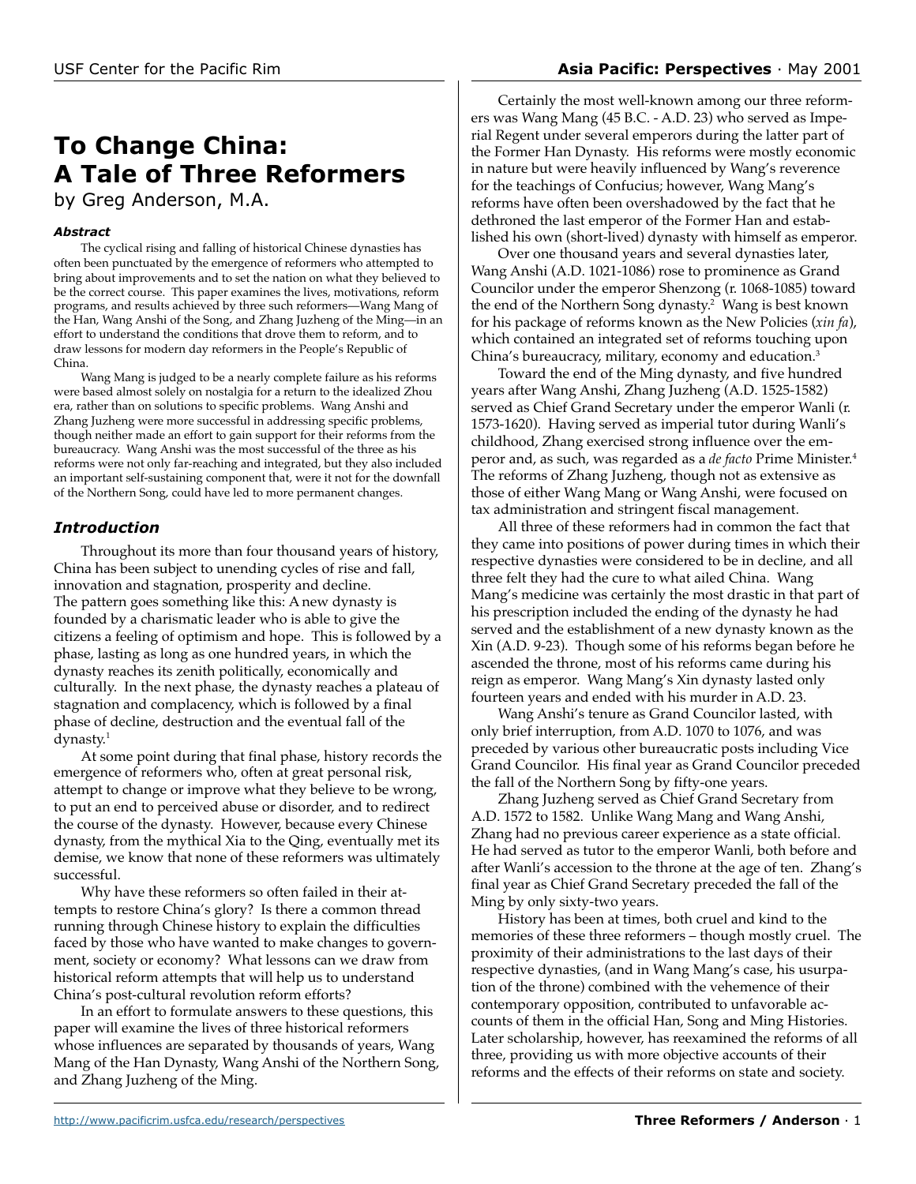# To Change China: A Tale of Three Reformers

by Greg Anderson, M.A.

***Abstract***

The cyclical rising and falling of historical Chinese dynasties has often been punctuated by the emergence of reformers who attempted to bring about improvements and to set the nation on what they believed to be the correct course. This paper examines the lives, motivations, reform programs, and results achieved by three such reformers—Wang Mang of the Han, Wang Anshi of the Song, and Zhang Juzheng of the Ming—in an effort to understand the conditions that drove them to reform, and to draw lessons for modern day reformers in the People's Republic of China.

Wang Mang is judged to be a nearly complete failure as his reforms were based almost solely on nostalgia for a return to the idealized Zhou era, rather than on solutions to specific problems. Wang Anshi and Zhang Juzheng were more successful in addressing specific problems, though neither made an effort to gain support for their reforms from the bureaucracy. Wang Anshi was the most successful of the three as his reforms were not only far-reaching and integrated, but they also included an important self-sustaining component that, were it not for the downfall of the Northern Song, could have led to more permanent changes.

## *Introduction*

Throughout its more than four thousand years of history, China has been subject to unending cycles of rise and fall, innovation and stagnation, prosperity and decline. The pattern goes something like this: A new dynasty is founded by a charismatic leader who is able to give the citizens a feeling of optimism and hope. This is followed by a phase, lasting as long as one hundred years, in which the dynasty reaches its zenith politically, economically and culturally. In the next phase, the dynasty reaches a plateau of stagnation and complacency, which is followed by a final phase of decline, destruction and the eventual fall of the dynasty.[1]

At some point during that final phase, history records the emergence of reformers who, often at great personal risk, attempt to change or improve what they believe to be wrong, to put an end to perceived abuse or disorder, and to redirect the course of the dynasty. However, because every Chinese dynasty, from the mythical Xia to the Qing, eventually met its demise, we know that none of these reformers was ultimately successful.

Why have these reformers so often failed in their attempts to restore China's glory? Is there a common thread running through Chinese history to explain the difficulties faced by those who have wanted to make changes to government, society or economy? What lessons can we draw from historical reform attempts that will help us to understand China's post-cultural revolution reform efforts?

In an effort to formulate answers to these questions, this paper will examine the lives of three historical reformers whose influences are separated by thousands of years, Wang Mang of the Han Dynasty, Wang Anshi of the Northern Song, and Zhang Juzheng of the Ming.

Certainly the most well-known among our three reformers was Wang Mang (45 B.C. - A.D. 23) who served as Imperial Regent under several emperors during the latter part of the Former Han Dynasty. His reforms were mostly economic in nature but were heavily influenced by Wang's reverence for the teachings of Confucius; however, Wang Mang's reforms have often been overshadowed by the fact that he dethroned the last emperor of the Former Han and established his own (short-lived) dynasty with himself as emperor.

Over one thousand years and several dynasties later, Wang Anshi (A.D. 1021-1086) rose to prominence as Grand Councilor under the emperor Shenzong (r. 1068-1085) toward the end of the Northern Song dynasty.[2] Wang is best known for his package of reforms known as the New Policies (*xin fa*), which contained an integrated set of reforms touching upon China's bureaucracy, military, economy and education.[3]

Toward the end of the Ming dynasty, and five hundred years after Wang Anshi, Zhang Juzheng (A.D. 1525-1582) served as Chief Grand Secretary under the emperor Wanli (r. 1573-1620). Having served as imperial tutor during Wanli's childhood, Zhang exercised strong influence over the emperor and, as such, was regarded as a *de facto* Prime Minister.[4] The reforms of Zhang Juzheng, though not as extensive as those of either Wang Mang or Wang Anshi, were focused on tax administration and stringent fiscal management.

All three of these reformers had in common the fact that they came into positions of power during times in which their respective dynasties were considered to be in decline, and all three felt they had the cure to what ailed China. Wang Mang's medicine was certainly the most drastic in that part of his prescription included the ending of the dynasty he had served and the establishment of a new dynasty known as the Xin (A.D. 9-23). Though some of his reforms began before he ascended the throne, most of his reforms came during his reign as emperor. Wang Mang's Xin dynasty lasted only fourteen years and ended with his murder in A.D. 23.

Wang Anshi's tenure as Grand Councilor lasted, with only brief interruption, from A.D. 1070 to 1076, and was preceded by various other bureaucratic posts including Vice Grand Councilor. His final year as Grand Councilor preceded the fall of the Northern Song by fifty-one years.

Zhang Juzheng served as Chief Grand Secretary from A.D. 1572 to 1582. Unlike Wang Mang and Wang Anshi, Zhang had no previous career experience as a state official. He had served as tutor to the emperor Wanli, both before and after Wanli's accession to the throne at the age of ten. Zhang's final year as Chief Grand Secretary preceded the fall of the Ming by only sixty-two years.

History has been at times, both cruel and kind to the memories of these three reformers – though mostly cruel. The proximity of their administrations to the last days of their respective dynasties, (and in Wang Mang's case, his usurpation of the throne) combined with the vehemence of their contemporary opposition, contributed to unfavorable accounts of them in the official Han, Song and Ming Histories. Later scholarship, however, has reexamined the reforms of all three, providing us with more objective accounts of their reforms and the effects of their reforms on state and society.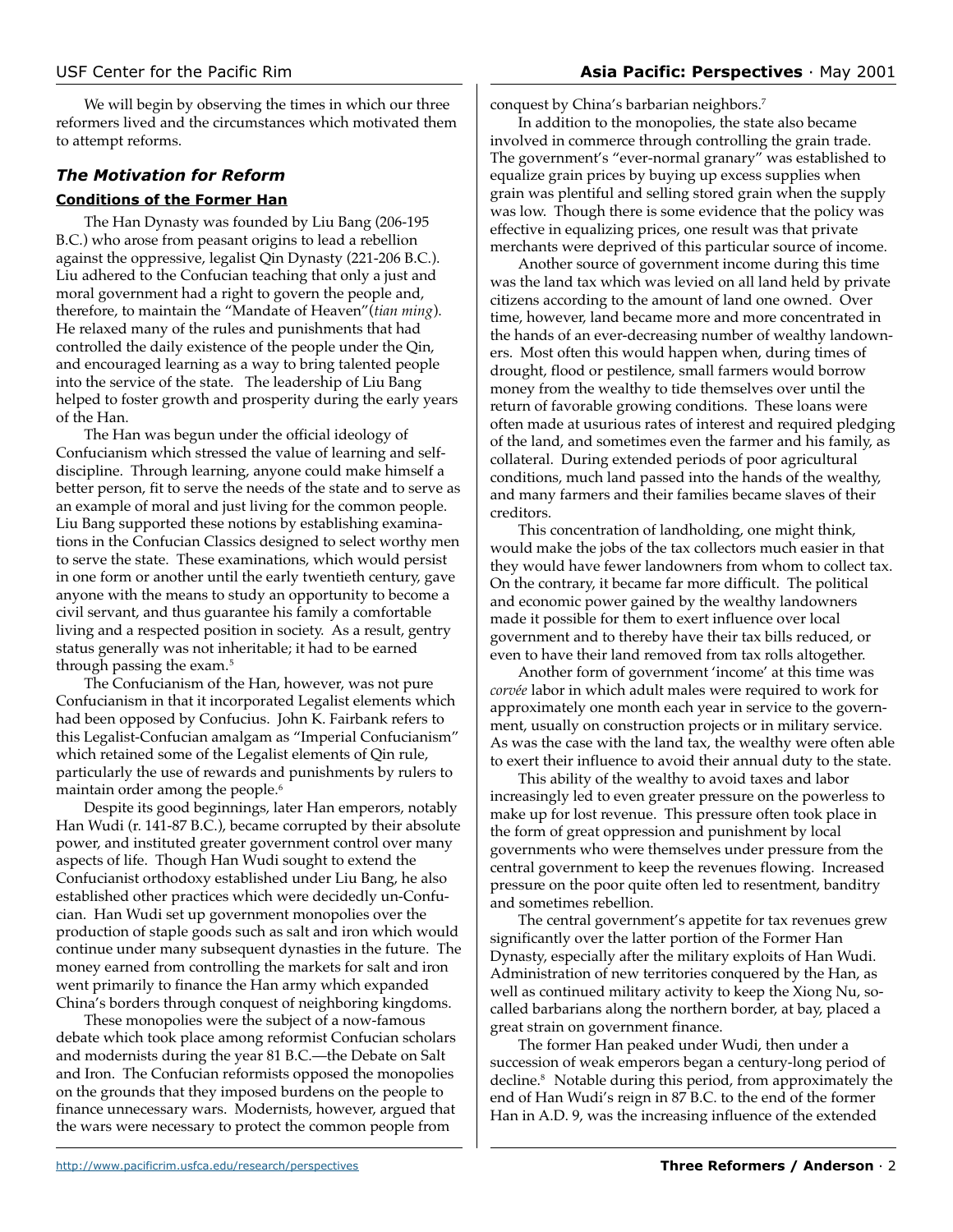We will begin by observing the times in which our three reformers lived and the circumstances which motivated them to attempt reforms.

## *The Motivation for Reform*

### Conditions of the Former Han

The Han Dynasty was founded by Liu Bang (206-195 B.C.) who arose from peasant origins to lead a rebellion against the oppressive, legalist Qin Dynasty (221-206 B.C.). Liu adhered to the Confucian teaching that only a just and moral government had a right to govern the people and, therefore, to maintain the "Mandate of Heaven"(*tian ming*). He relaxed many of the rules and punishments that had controlled the daily existence of the people under the Qin, and encouraged learning as a way to bring talented people into the service of the state. The leadership of Liu Bang helped to foster growth and prosperity during the early years of the Han.

The Han was begun under the official ideology of Confucianism which stressed the value of learning and self-discipline. Through learning, anyone could make himself a better person, fit to serve the needs of the state and to serve as an example of moral and just living for the common people. Liu Bang supported these notions by establishing examinations in the Confucian Classics designed to select worthy men to serve the state. These examinations, which would persist in one form or another until the early twentieth century, gave anyone with the means to study an opportunity to become a civil servant, and thus guarantee his family a comfortable living and a respected position in society. As a result, gentry status generally was not inheritable; it had to be earned through passing the exam.[5]

The Confucianism of the Han, however, was not pure Confucianism in that it incorporated Legalist elements which had been opposed by Confucius. John K. Fairbank refers to this Legalist-Confucian amalgam as "Imperial Confucianism" which retained some of the Legalist elements of Qin rule, particularly the use of rewards and punishments by rulers to maintain order among the people.[6]

Despite its good beginnings, later Han emperors, notably Han Wudi (r. 141-87 B.C.), became corrupted by their absolute power, and instituted greater government control over many aspects of life. Though Han Wudi sought to extend the Confucianist orthodoxy established under Liu Bang, he also established other practices which were decidedly un-Confucian. Han Wudi set up government monopolies over the production of staple goods such as salt and iron which would continue under many subsequent dynasties in the future. The money earned from controlling the markets for salt and iron went primarily to finance the Han army which expanded China's borders through conquest of neighboring kingdoms.

These monopolies were the subject of a now-famous debate which took place among reformist Confucian scholars and modernists during the year 81 B.C.—the Debate on Salt and Iron. The Confucian reformists opposed the monopolies on the grounds that they imposed burdens on the people to finance unnecessary wars. Modernists, however, argued that the wars were necessary to protect the common people from conquest by China's barbarian neighbors.[7]

In addition to the monopolies, the state also became involved in commerce through controlling the grain trade. The government's "ever-normal granary" was established to equalize grain prices by buying up excess supplies when grain was plentiful and selling stored grain when the supply was low. Though there is some evidence that the policy was effective in equalizing prices, one result was that private merchants were deprived of this particular source of income.

Another source of government income during this time was the land tax which was levied on all land held by private citizens according to the amount of land one owned. Over time, however, land became more and more concentrated in the hands of an ever-decreasing number of wealthy landowners. Most often this would happen when, during times of drought, flood or pestilence, small farmers would borrow money from the wealthy to tide themselves over until the return of favorable growing conditions. These loans were often made at usurious rates of interest and required pledging of the land, and sometimes even the farmer and his family, as collateral. During extended periods of poor agricultural conditions, much land passed into the hands of the wealthy, and many farmers and their families became slaves of their creditors.

This concentration of landholding, one might think, would make the jobs of the tax collectors much easier in that they would have fewer landowners from whom to collect tax. On the contrary, it became far more difficult. The political and economic power gained by the wealthy landowners made it possible for them to exert influence over local government and to thereby have their tax bills reduced, or even to have their land removed from tax rolls altogether.

Another form of government 'income' at this time was *corvée* labor in which adult males were required to work for approximately one month each year in service to the government, usually on construction projects or in military service. As was the case with the land tax, the wealthy were often able to exert their influence to avoid their annual duty to the state.

This ability of the wealthy to avoid taxes and labor increasingly led to even greater pressure on the powerless to make up for lost revenue. This pressure often took place in the form of great oppression and punishment by local governments who were themselves under pressure from the central government to keep the revenues flowing. Increased pressure on the poor quite often led to resentment, banditry and sometimes rebellion.

The central government's appetite for tax revenues grew significantly over the latter portion of the Former Han Dynasty, especially after the military exploits of Han Wudi. Administration of new territories conquered by the Han, as well as continued military activity to keep the Xiong Nu, so-called barbarians along the northern border, at bay, placed a great strain on government finance.

The former Han peaked under Wudi, then under a succession of weak emperors began a century-long period of decline.[8] Notable during this period, from approximately the end of Han Wudi's reign in 87 B.C. to the end of the former Han in A.D. 9, was the increasing influence of the extended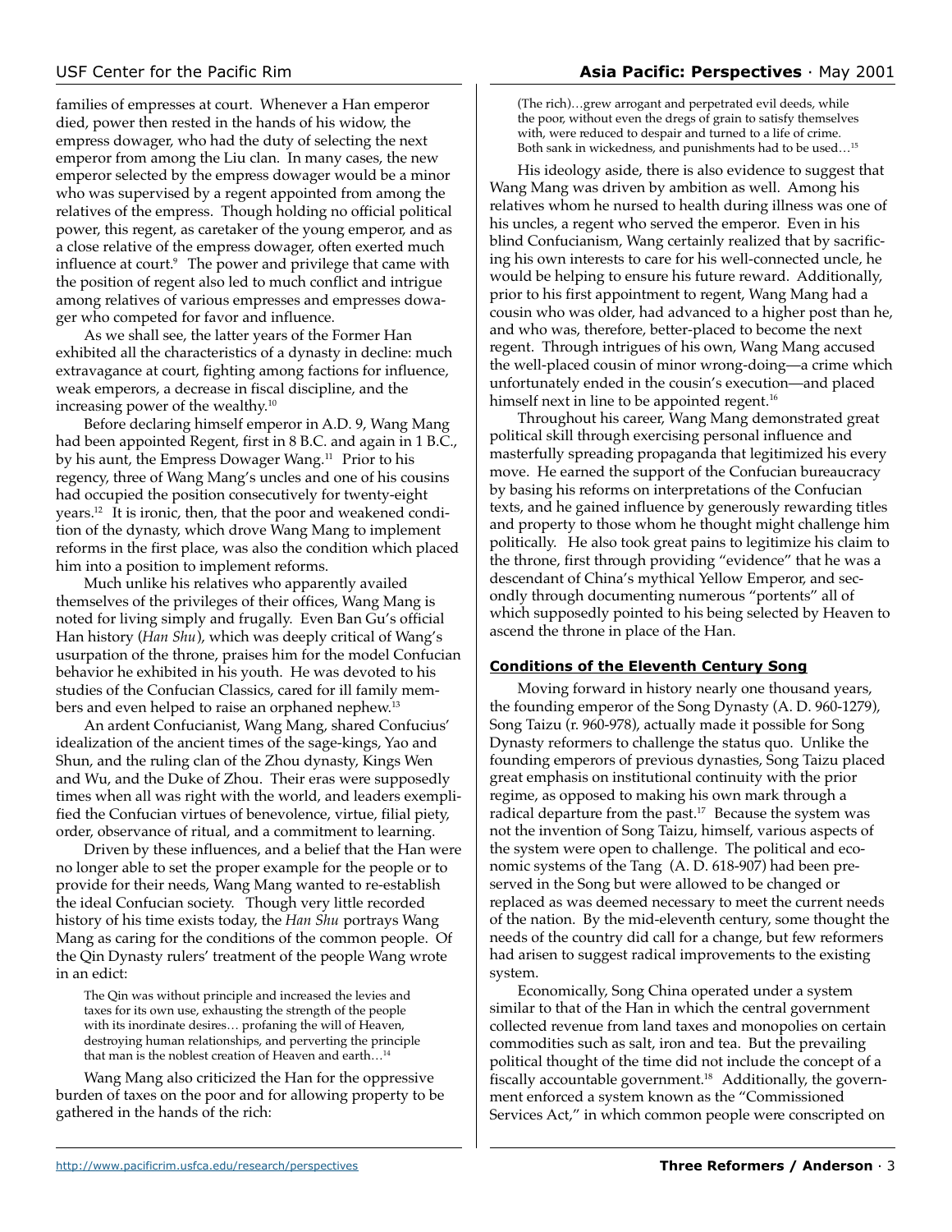families of empresses at court. Whenever a Han emperor died, power then rested in the hands of his widow, the empress dowager, who had the duty of selecting the next emperor from among the Liu clan. In many cases, the new emperor selected by the empress dowager would be a minor who was supervised by a regent appointed from among the relatives of the empress. Though holding no official political power, this regent, as caretaker of the young emperor, and as a close relative of the empress dowager, often exerted much influence at court.[9] The power and privilege that came with the position of regent also led to much conflict and intrigue among relatives of various empresses and empresses dowager who competed for favor and influence.

As we shall see, the latter years of the Former Han exhibited all the characteristics of a dynasty in decline: much extravagance at court, fighting among factions for influence, weak emperors, a decrease in fiscal discipline, and the increasing power of the wealthy.[10]

Before declaring himself emperor in A.D. 9, Wang Mang had been appointed Regent, first in 8 B.C. and again in 1 B.C., by his aunt, the Empress Dowager Wang.[11] Prior to his regency, three of Wang Mang's uncles and one of his cousins had occupied the position consecutively for twenty-eight years.[12] It is ironic, then, that the poor and weakened condition of the dynasty, which drove Wang Mang to implement reforms in the first place, was also the condition which placed him into a position to implement reforms.

Much unlike his relatives who apparently availed themselves of the privileges of their offices, Wang Mang is noted for living simply and frugally. Even Ban Gu's official Han history (*Han Shu*), which was deeply critical of Wang's usurpation of the throne, praises him for the model Confucian behavior he exhibited in his youth. He was devoted to his studies of the Confucian Classics, cared for ill family members and even helped to raise an orphaned nephew.[13]

An ardent Confucianist, Wang Mang, shared Confucius' idealization of the ancient times of the sage-kings, Yao and Shun, and the ruling clan of the Zhou dynasty, Kings Wen and Wu, and the Duke of Zhou. Their eras were supposedly times when all was right with the world, and leaders exemplified the Confucian virtues of benevolence, virtue, filial piety, order, observance of ritual, and a commitment to learning.

Driven by these influences, and a belief that the Han were no longer able to set the proper example for the people or to provide for their needs, Wang Mang wanted to re-establish the ideal Confucian society. Though very little recorded history of his time exists today, the *Han Shu* portrays Wang Mang as caring for the conditions of the common people. Of the Qin Dynasty rulers' treatment of the people Wang wrote in an edict:

> The Qin was without principle and increased the levies and taxes for its own use, exhausting the strength of the people with its inordinate desires… profaning the will of Heaven, destroying human relationships, and perverting the principle that man is the noblest creation of Heaven and earth…[14]

Wang Mang also criticized the Han for the oppressive burden of taxes on the poor and for allowing property to be gathered in the hands of the rich:

> (The rich)…grew arrogant and perpetrated evil deeds, while the poor, without even the dregs of grain to satisfy themselves with, were reduced to despair and turned to a life of crime. Both sank in wickedness, and punishments had to be used…[15]

His ideology aside, there is also evidence to suggest that Wang Mang was driven by ambition as well. Among his relatives whom he nursed to health during illness was one of his uncles, a regent who served the emperor. Even in his blind Confucianism, Wang certainly realized that by sacrificing his own interests to care for his well-connected uncle, he would be helping to ensure his future reward. Additionally, prior to his first appointment to regent, Wang Mang had a cousin who was older, had advanced to a higher post than he, and who was, therefore, better-placed to become the next regent. Through intrigues of his own, Wang Mang accused the well-placed cousin of minor wrong-doing—a crime which unfortunately ended in the cousin's execution—and placed himself next in line to be appointed regent.[16]

Throughout his career, Wang Mang demonstrated great political skill through exercising personal influence and masterfully spreading propaganda that legitimized his every move. He earned the support of the Confucian bureaucracy by basing his reforms on interpretations of the Confucian texts, and he gained influence by generously rewarding titles and property to those whom he thought might challenge him politically. He also took great pains to legitimize his claim to the throne, first through providing "evidence" that he was a descendant of China's mythical Yellow Emperor, and secondly through documenting numerous "portents" all of which supposedly pointed to his being selected by Heaven to ascend the throne in place of the Han.

## Conditions of the Eleventh Century Song

Moving forward in history nearly one thousand years, the founding emperor of the Song Dynasty (A. D. 960-1279), Song Taizu (r. 960-978), actually made it possible for Song Dynasty reformers to challenge the status quo. Unlike the founding emperors of previous dynasties, Song Taizu placed great emphasis on institutional continuity with the prior regime, as opposed to making his own mark through a radical departure from the past.[17] Because the system was not the invention of Song Taizu, himself, various aspects of the system were open to challenge. The political and economic systems of the Tang (A. D. 618-907) had been preserved in the Song but were allowed to be changed or replaced as was deemed necessary to meet the current needs of the nation. By the mid-eleventh century, some thought the needs of the country did call for a change, but few reformers had arisen to suggest radical improvements to the existing system.

Economically, Song China operated under a system similar to that of the Han in which the central government collected revenue from land taxes and monopolies on certain commodities such as salt, iron and tea. But the prevailing political thought of the time did not include the concept of a fiscally accountable government.[18] Additionally, the government enforced a system known as the "Commissioned Services Act," in which common people were conscripted on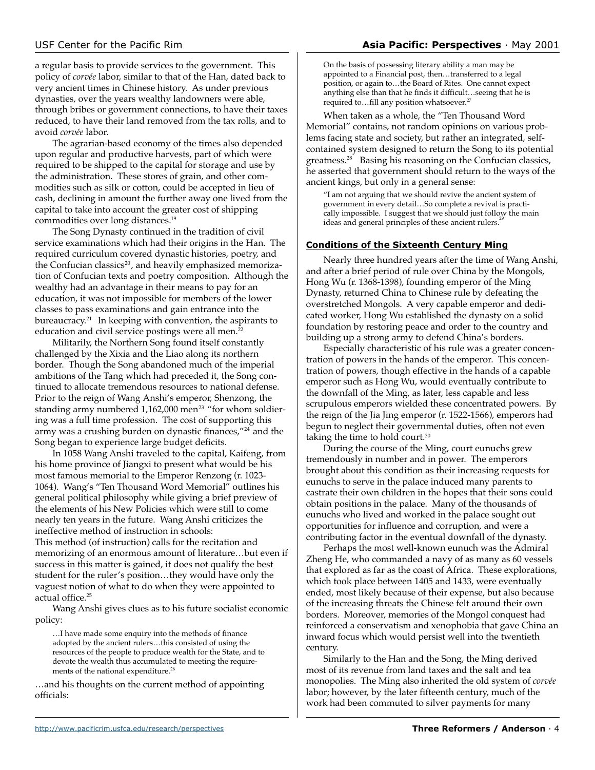a regular basis to provide services to the government. This policy of *corvée* labor, similar to that of the Han, dated back to very ancient times in Chinese history. As under previous dynasties, over the years wealthy landowners were able, through bribes or government connections, to have their taxes reduced, to have their land removed from the tax rolls, and to avoid *corvée* labor.

The agrarian-based economy of the times also depended upon regular and productive harvests, part of which were required to be shipped to the capital for storage and use by the administration. These stores of grain, and other commodities such as silk or cotton, could be accepted in lieu of cash, declining in amount the further away one lived from the capital to take into account the greater cost of shipping commodities over long distances.[19]

The Song Dynasty continued in the tradition of civil service examinations which had their origins in the Han. The required curriculum covered dynastic histories, poetry, and the Confucian classics[20], and heavily emphasized memorization of Confucian texts and poetry composition. Although the wealthy had an advantage in their means to pay for an education, it was not impossible for members of the lower classes to pass examinations and gain entrance into the bureaucracy.[21] In keeping with convention, the aspirants to education and civil service postings were all men.[22]

Militarily, the Northern Song found itself constantly challenged by the Xixia and the Liao along its northern border. Though the Song abandoned much of the imperial ambitions of the Tang which had preceded it, the Song continued to allocate tremendous resources to national defense. Prior to the reign of Wang Anshi's emperor, Shenzong, the standing army numbered 1,162,000 men[23] "for whom soldiering was a full time profession. The cost of supporting this army was a crushing burden on dynastic finances,"[24] and the Song began to experience large budget deficits.

In 1058 Wang Anshi traveled to the capital, Kaifeng, from his home province of Jiangxi to present what would be his most famous memorial to the Emperor Renzong (r. 1023-1064). Wang's "Ten Thousand Word Memorial" outlines his general political philosophy while giving a brief preview of the elements of his New Policies which were still to come nearly ten years in the future. Wang Anshi criticizes the ineffective method of instruction in schools:

This method (of instruction) calls for the recitation and memorizing of an enormous amount of literature…but even if success in this matter is gained, it does not qualify the best student for the ruler's position…they would have only the vaguest notion of what to do when they were appointed to actual office.[25]

Wang Anshi gives clues as to his future socialist economic policy:

> …I have made some enquiry into the methods of finance adopted by the ancient rulers…this consisted of using the resources of the people to produce wealth for the State, and to devote the wealth thus accumulated to meeting the requirements of the national expenditure.[26]

…and his thoughts on the current method of appointing officials:

> On the basis of possessing literary ability a man may be appointed to a Financial post, then…transferred to a legal position, or again to…the Board of Rites. One cannot expect anything else than that he finds it difficult…seeing that he is required to…fill any position whatsoever.[27]

When taken as a whole, the "Ten Thousand Word Memorial" contains, not random opinions on various problems facing state and society, but rather an integrated, self-contained system designed to return the Song to its potential greatness.[28] Basing his reasoning on the Confucian classics, he asserted that government should return to the ways of the ancient kings, but only in a general sense:

> "I am not arguing that we should revive the ancient system of government in every detail…So complete a revival is practically impossible. I suggest that we should just follow the main ideas and general principles of these ancient rulers.[29]

## Conditions of the Sixteenth Century Ming

Nearly three hundred years after the time of Wang Anshi, and after a brief period of rule over China by the Mongols, Hong Wu (r. 1368-1398), founding emperor of the Ming Dynasty, returned China to Chinese rule by defeating the overstretched Mongols. A very capable emperor and dedicated worker, Hong Wu established the dynasty on a solid foundation by restoring peace and order to the country and building up a strong army to defend China's borders.

Especially characteristic of his rule was a greater concentration of powers in the hands of the emperor. This concentration of powers, though effective in the hands of a capable emperor such as Hong Wu, would eventually contribute to the downfall of the Ming, as later, less capable and less scrupulous emperors wielded these concentrated powers. By the reign of the Jia Jing emperor (r. 1522-1566), emperors had begun to neglect their governmental duties, often not even taking the time to hold court.[30]

During the course of the Ming, court eunuchs grew tremendously in number and in power. The emperors brought about this condition as their increasing requests for eunuchs to serve in the palace induced many parents to castrate their own children in the hopes that their sons could obtain positions in the palace. Many of the thousands of eunuchs who lived and worked in the palace sought out opportunities for influence and corruption, and were a contributing factor in the eventual downfall of the dynasty.

Perhaps the most well-known eunuch was the Admiral Zheng He, who commanded a navy of as many as 60 vessels that explored as far as the coast of Africa. These explorations, which took place between 1405 and 1433, were eventually ended, most likely because of their expense, but also because of the increasing threats the Chinese felt around their own borders. Moreover, memories of the Mongol conquest had reinforced a conservatism and xenophobia that gave China an inward focus which would persist well into the twentieth century.

Similarly to the Han and the Song, the Ming derived most of its revenue from land taxes and the salt and tea monopolies. The Ming also inherited the old system of *corvée* labor; however, by the later fifteenth century, much of the work had been commuted to silver payments for many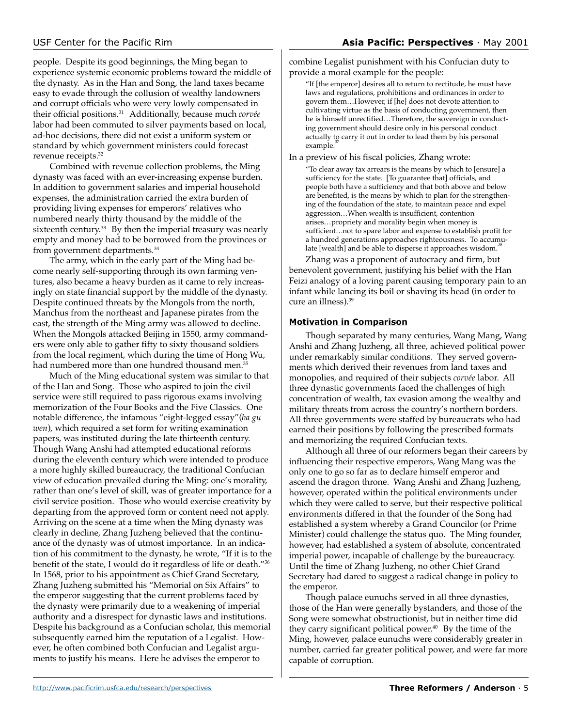people. Despite its good beginnings, the Ming began to experience systemic economic problems toward the middle of the dynasty. As in the Han and Song, the land taxes became easy to evade through the collusion of wealthy landowners and corrupt officials who were very lowly compensated in their official positions.[31] Additionally, because much *corvée* labor had been commuted to silver payments based on local, ad-hoc decisions, there did not exist a uniform system or standard by which government ministers could forecast revenue receipts.[32]

Combined with revenue collection problems, the Ming dynasty was faced with an ever-increasing expense burden. In addition to government salaries and imperial household expenses, the administration carried the extra burden of providing living expenses for emperors' relatives who numbered nearly thirty thousand by the middle of the sixteenth century.[33] By then the imperial treasury was nearly empty and money had to be borrowed from the provinces or from government departments.[34]

The army, which in the early part of the Ming had become nearly self-supporting through its own farming ventures, also became a heavy burden as it came to rely increasingly on state financial support by the middle of the dynasty. Despite continued threats by the Mongols from the north, Manchus from the northeast and Japanese pirates from the east, the strength of the Ming army was allowed to decline. When the Mongols attacked Beijing in 1550, army commanders were only able to gather fifty to sixty thousand soldiers from the local regiment, which during the time of Hong Wu, had numbered more than one hundred thousand men.[35]

Much of the Ming educational system was similar to that of the Han and Song. Those who aspired to join the civil service were still required to pass rigorous exams involving memorization of the Four Books and the Five Classics. One notable difference, the infamous "eight-legged essay"(*ba gu wen*), which required a set form for writing examination papers, was instituted during the late thirteenth century. Though Wang Anshi had attempted educational reforms during the eleventh century which were intended to produce a more highly skilled bureaucracy, the traditional Confucian view of education prevailed during the Ming: one's morality, rather than one's level of skill, was of greater importance for a civil service position. Those who would exercise creativity by departing from the approved form or content need not apply. Arriving on the scene at a time when the Ming dynasty was clearly in decline, Zhang Juzheng believed that the continuance of the dynasty was of utmost importance. In an indication of his commitment to the dynasty, he wrote, "If it is to the benefit of the state, I would do it regardless of life or death."[36] In 1568, prior to his appointment as Chief Grand Secretary, Zhang Juzheng submitted his "Memorial on Six Affairs" to the emperor suggesting that the current problems faced by the dynasty were primarily due to a weakening of imperial authority and a disrespect for dynastic laws and institutions. Despite his background as a Confucian scholar, this memorial subsequently earned him the reputation of a Legalist. However, he often combined both Confucian and Legalist arguments to justify his means. Here he advises the emperor to combine Legalist punishment with his Confucian duty to provide a moral example for the people:

> "If [the emperor] desires all to return to rectitude, he must have laws and regulations, prohibitions and ordinances in order to govern them…However, if [he] does not devote attention to cultivating virtue as the basis of conducting government, then he is himself unrectified…Therefore, the sovereign in conducting government should desire only in his personal conduct actually to carry it out in order to lead them by his personal example.[37]

In a preview of his fiscal policies, Zhang wrote:

> "To clear away tax arrears is the means by which to [ensure] a sufficiency for the state. [To guarantee that] officials, and people both have a sufficiency and that both above and below are benefited, is the means by which to plan for the strengthening of the foundation of the state, to maintain peace and expel aggression…When wealth is insufficient, contention arises…propriety and morality begin when money is sufficient…not to spare labor and expense to establish profit for a hundred generations approaches righteousness. To accumulate [wealth] and be able to disperse it approaches wisdom.[38]

Zhang was a proponent of autocracy and firm, but benevolent government, justifying his belief with the Han Feizi analogy of a loving parent causing temporary pain to an infant while lancing its boil or shaving its head (in order to cure an illness).[39]

## Motivation in Comparison

Though separated by many centuries, Wang Mang, Wang Anshi and Zhang Juzheng, all three, achieved political power under remarkably similar conditions. They served governments which derived their revenues from land taxes and monopolies, and required of their subjects *corvée* labor. All three dynastic governments faced the challenges of high concentration of wealth, tax evasion among the wealthy and military threats from across the country's northern borders. All three governments were staffed by bureaucrats who had earned their positions by following the prescribed formats and memorizing the required Confucian texts.

Although all three of our reformers began their careers by influencing their respective emperors, Wang Mang was the only one to go so far as to declare himself emperor and ascend the dragon throne. Wang Anshi and Zhang Juzheng, however, operated within the political environments under which they were called to serve, but their respective political environments differed in that the founder of the Song had established a system whereby a Grand Councilor (or Prime Minister) could challenge the status quo. The Ming founder, however, had established a system of absolute, concentrated imperial power, incapable of challenge by the bureaucracy. Until the time of Zhang Juzheng, no other Chief Grand Secretary had dared to suggest a radical change in policy to the emperor.

Though palace eunuchs served in all three dynasties, those of the Han were generally bystanders, and those of the Song were somewhat obstructionist, but in neither time did they carry significant political power.[40] By the time of the Ming, however, palace eunuchs were considerably greater in number, carried far greater political power, and were far more capable of corruption.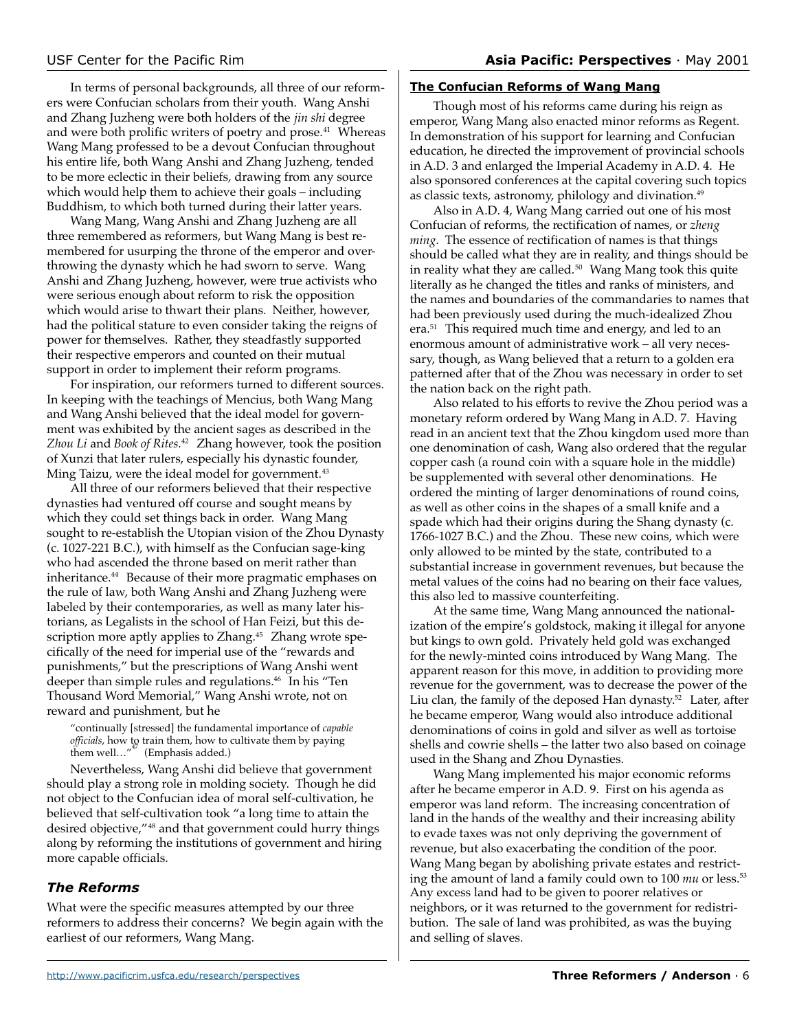In terms of personal backgrounds, all three of our reformers were Confucian scholars from their youth. Wang Anshi and Zhang Juzheng were both holders of the *jin shi* degree and were both prolific writers of poetry and prose.[41] Whereas Wang Mang professed to be a devout Confucian throughout his entire life, both Wang Anshi and Zhang Juzheng, tended to be more eclectic in their beliefs, drawing from any source which would help them to achieve their goals – including Buddhism, to which both turned during their latter years.

Wang Mang, Wang Anshi and Zhang Juzheng are all three remembered as reformers, but Wang Mang is best remembered for usurping the throne of the emperor and overthrowing the dynasty which he had sworn to serve. Wang Anshi and Zhang Juzheng, however, were true activists who were serious enough about reform to risk the opposition which would arise to thwart their plans. Neither, however, had the political stature to even consider taking the reigns of power for themselves. Rather, they steadfastly supported their respective emperors and counted on their mutual support in order to implement their reform programs.

For inspiration, our reformers turned to different sources. In keeping with the teachings of Mencius, both Wang Mang and Wang Anshi believed that the ideal model for government was exhibited by the ancient sages as described in the *Zhou Li* and *Book of Rites.*[42] Zhang however, took the position of Xunzi that later rulers, especially his dynastic founder, Ming Taizu, were the ideal model for government.[43]

All three of our reformers believed that their respective dynasties had ventured off course and sought means by which they could set things back in order. Wang Mang sought to re-establish the Utopian vision of the Zhou Dynasty (c. 1027-221 B.C.), with himself as the Confucian sage-king who had ascended the throne based on merit rather than inheritance.[44] Because of their more pragmatic emphases on the rule of law, both Wang Anshi and Zhang Juzheng were labeled by their contemporaries, as well as many later historians, as Legalists in the school of Han Feizi, but this description more aptly applies to Zhang.[45] Zhang wrote specifically of the need for imperial use of the "rewards and punishments," but the prescriptions of Wang Anshi went deeper than simple rules and regulations.[46] In his "Ten Thousand Word Memorial," Wang Anshi wrote, not on reward and punishment, but he

> "continually [stressed] the fundamental importance of *capable officials*, how to train them, how to cultivate them by paying them well…"[47] (Emphasis added.)

Nevertheless, Wang Anshi did believe that government should play a strong role in molding society. Though he did not object to the Confucian idea of moral self-cultivation, he believed that self-cultivation took "a long time to attain the desired objective,"[48] and that government could hurry things along by reforming the institutions of government and hiring more capable officials.

## *The Reforms*

What were the specific measures attempted by our three reformers to address their concerns? We begin again with the earliest of our reformers, Wang Mang.

### The Confucian Reforms of Wang Mang

Though most of his reforms came during his reign as emperor, Wang Mang also enacted minor reforms as Regent. In demonstration of his support for learning and Confucian education, he directed the improvement of provincial schools in A.D. 3 and enlarged the Imperial Academy in A.D. 4. He also sponsored conferences at the capital covering such topics as classic texts, astronomy, philology and divination.[49]

Also in A.D. 4, Wang Mang carried out one of his most Confucian of reforms, the rectification of names, or *zheng ming*. The essence of rectification of names is that things should be called what they are in reality, and things should be in reality what they are called.[50] Wang Mang took this quite literally as he changed the titles and ranks of ministers, and the names and boundaries of the commandaries to names that had been previously used during the much-idealized Zhou era.[51] This required much time and energy, and led to an enormous amount of administrative work – all very necessary, though, as Wang believed that a return to a golden era patterned after that of the Zhou was necessary in order to set the nation back on the right path.

Also related to his efforts to revive the Zhou period was a monetary reform ordered by Wang Mang in A.D. 7. Having read in an ancient text that the Zhou kingdom used more than one denomination of cash, Wang also ordered that the regular copper cash (a round coin with a square hole in the middle) be supplemented with several other denominations. He ordered the minting of larger denominations of round coins, as well as other coins in the shapes of a small knife and a spade which had their origins during the Shang dynasty (c. 1766-1027 B.C.) and the Zhou. These new coins, which were only allowed to be minted by the state, contributed to a substantial increase in government revenues, but because the metal values of the coins had no bearing on their face values, this also led to massive counterfeiting.

At the same time, Wang Mang announced the nationalization of the empire's goldstock, making it illegal for anyone but kings to own gold. Privately held gold was exchanged for the newly-minted coins introduced by Wang Mang. The apparent reason for this move, in addition to providing more revenue for the government, was to decrease the power of the Liu clan, the family of the deposed Han dynasty.[52] Later, after he became emperor, Wang would also introduce additional denominations of coins in gold and silver as well as tortoise shells and cowrie shells – the latter two also based on coinage used in the Shang and Zhou Dynasties.

Wang Mang implemented his major economic reforms after he became emperor in A.D. 9. First on his agenda as emperor was land reform. The increasing concentration of land in the hands of the wealthy and their increasing ability to evade taxes was not only depriving the government of revenue, but also exacerbating the condition of the poor. Wang Mang began by abolishing private estates and restricting the amount of land a family could own to 100 *mu* or less.[53] Any excess land had to be given to poorer relatives or neighbors, or it was returned to the government for redistribution. The sale of land was prohibited, as was the buying and selling of slaves.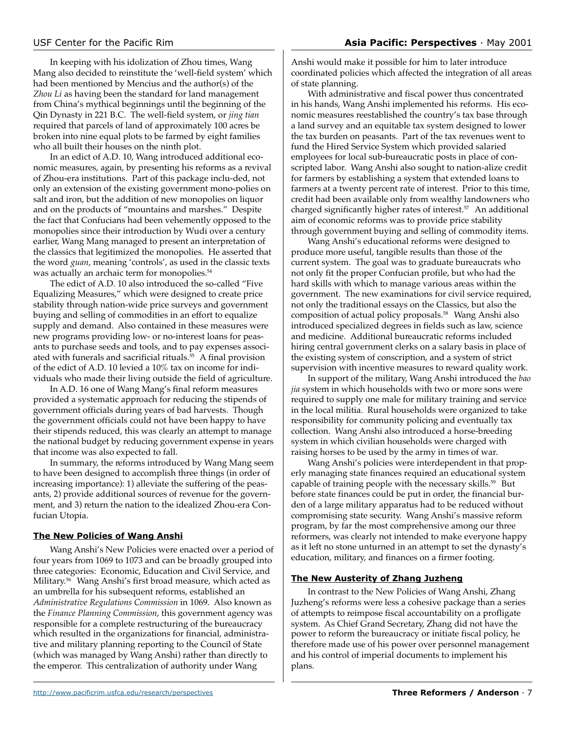In keeping with his idolization of Zhou times, Wang Mang also decided to reinstitute the 'well-field system' which had been mentioned by Mencius and the author(s) of the *Zhou Li* as having been the standard for land management from China's mythical beginnings until the beginning of the Qin Dynasty in 221 B.C. The well-field system, or *jing tian* required that parcels of land of approximately 100 acres be broken into nine equal plots to be farmed by eight families who all built their houses on the ninth plot.

In an edict of A.D. 10, Wang introduced additional economic measures, again, by presenting his reforms as a revival of Zhou-era institutions. Part of this package included, not only an extension of the existing government monopolies on salt and iron, but the addition of new monopolies on liquor and on the products of "mountains and marshes." Despite the fact that Confucians had been vehemently opposed to the monopolies since their introduction by Wudi over a century earlier, Wang Mang managed to present an interpretation of the classics that legitimized the monopolies. He asserted that the word *guan*, meaning 'controls', as used in the classic texts was actually an archaic term for monopolies.[54]

The edict of A.D. 10 also introduced the so-called "Five Equalizing Measures," which were designed to create price stability through nation-wide price surveys and government buying and selling of commodities in an effort to equalize supply and demand. Also contained in these measures were new programs providing low- or no-interest loans for peasants to purchase seeds and tools, and to pay expenses associated with funerals and sacrificial rituals.[55] A final provision of the edict of A.D. 10 levied a 10% tax on income for individuals who made their living outside the field of agriculture.

In A.D. 16 one of Wang Mang's final reform measures provided a systematic approach for reducing the stipends of government officials during years of bad harvests. Though the government officials could not have been happy to have their stipends reduced, this was clearly an attempt to manage the national budget by reducing government expense in years that income was also expected to fall.

In summary, the reforms introduced by Wang Mang seem to have been designed to accomplish three things (in order of increasing importance): 1) alleviate the suffering of the peasants, 2) provide additional sources of revenue for the government, and 3) return the nation to the idealized Zhou-era Confucian Utopia.

## The New Policies of Wang Anshi

Wang Anshi's New Policies were enacted over a period of four years from 1069 to 1073 and can be broadly grouped into three categories: Economic, Education and Civil Service, and Military.[56] Wang Anshi's first broad measure, which acted as an umbrella for his subsequent reforms, established an *Administrative Regulations Commission* in 1069. Also known as the *Finance Planning Commission*, this government agency was responsible for a complete restructuring of the bureaucracy which resulted in the organizations for financial, administrative and military planning reporting to the Council of State (which was managed by Wang Anshi) rather than directly to the emperor. This centralization of authority under Wang Anshi would make it possible for him to later introduce coordinated policies which affected the integration of all areas of state planning.

With administrative and fiscal power thus concentrated in his hands, Wang Anshi implemented his reforms. His economic measures reestablished the country's tax base through a land survey and an equitable tax system designed to lower the tax burden on peasants. Part of the tax revenues went to fund the Hired Service System which provided salaried employees for local sub-bureaucratic posts in place of conscripted labor. Wang Anshi also sought to nationalize credit for farmers by establishing a system that extended loans to farmers at a twenty percent rate of interest. Prior to this time, credit had been available only from wealthy landowners who charged significantly higher rates of interest.[57] An additional aim of economic reforms was to provide price stability through government buying and selling of commodity items.

Wang Anshi's educational reforms were designed to produce more useful, tangible results than those of the current system. The goal was to graduate bureaucrats who not only fit the proper Confucian profile, but who had the hard skills with which to manage various areas within the government. The new examinations for civil service required, not only the traditional essays on the Classics, but also the composition of actual policy proposals.[58] Wang Anshi also introduced specialized degrees in fields such as law, science and medicine. Additional bureaucratic reforms included hiring central government clerks on a salary basis in place of the existing system of conscription, and a system of strict supervision with incentive measures to reward quality work.

In support of the military, Wang Anshi introduced the *bao jia* system in which households with two or more sons were required to supply one male for military training and service in the local militia. Rural households were organized to take responsibility for community policing and eventually tax collection. Wang Anshi also introduced a horse-breeding system in which civilian households were charged with raising horses to be used by the army in times of war.

Wang Anshi's policies were interdependent in that properly managing state finances required an educational system capable of training people with the necessary skills.[59] But before state finances could be put in order, the financial burden of a large military apparatus had to be reduced without compromising state security. Wang Anshi's massive reform program, by far the most comprehensive among our three reformers, was clearly not intended to make everyone happy as it left no stone unturned in an attempt to set the dynasty's education, military, and finances on a firmer footing.

## The New Austerity of Zhang Juzheng

In contrast to the New Policies of Wang Anshi, Zhang Juzheng's reforms were less a cohesive package than a series of attempts to reimpose fiscal accountability on a profligate system. As Chief Grand Secretary, Zhang did not have the power to reform the bureaucracy or initiate fiscal policy, he therefore made use of his power over personnel management and his control of imperial documents to implement his plans.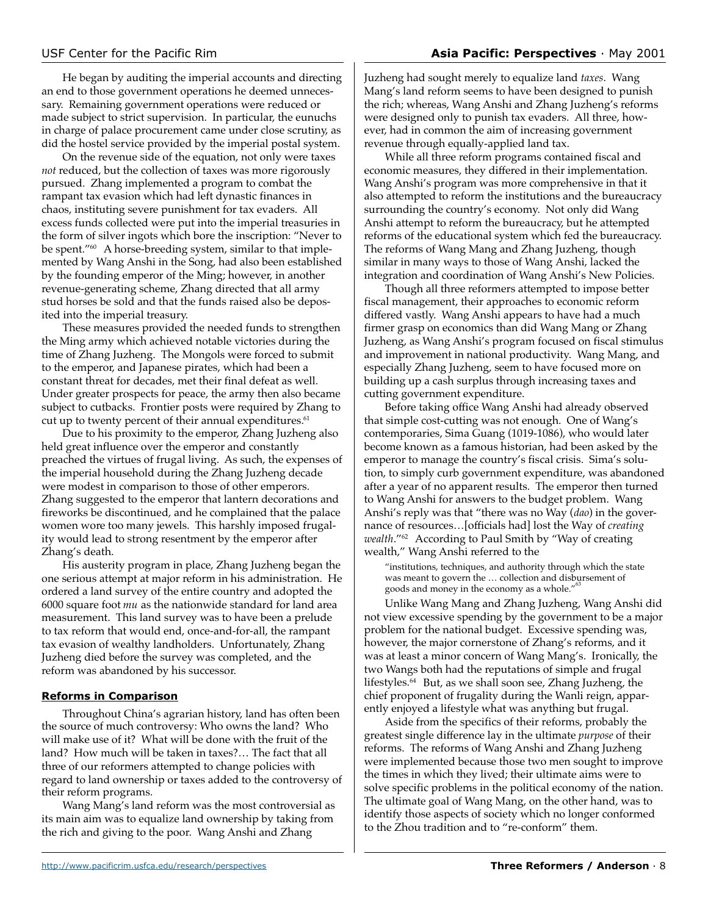He began by auditing the imperial accounts and directing an end to those government operations he deemed unnecessary. Remaining government operations were reduced or made subject to strict supervision. In particular, the eunuchs in charge of palace procurement came under close scrutiny, as did the hostel service provided by the imperial postal system.

On the revenue side of the equation, not only were taxes *not* reduced, but the collection of taxes was more rigorously pursued. Zhang implemented a program to combat the rampant tax evasion which had left dynastic finances in chaos, instituting severe punishment for tax evaders. All excess funds collected were put into the imperial treasuries in the form of silver ingots which bore the inscription: "Never to be spent."[60] A horse-breeding system, similar to that implemented by Wang Anshi in the Song, had also been established by the founding emperor of the Ming; however, in another revenue-generating scheme, Zhang directed that all army stud horses be sold and that the funds raised also be deposited into the imperial treasury.

These measures provided the needed funds to strengthen the Ming army which achieved notable victories during the time of Zhang Juzheng. The Mongols were forced to submit to the emperor, and Japanese pirates, which had been a constant threat for decades, met their final defeat as well. Under greater prospects for peace, the army then also became subject to cutbacks. Frontier posts were required by Zhang to cut up to twenty percent of their annual expenditures.[61]

Due to his proximity to the emperor, Zhang Juzheng also held great influence over the emperor and constantly preached the virtues of frugal living. As such, the expenses of the imperial household during the Zhang Juzheng decade were modest in comparison to those of other emperors. Zhang suggested to the emperor that lantern decorations and fireworks be discontinued, and he complained that the palace women wore too many jewels. This harshly imposed frugality would lead to strong resentment by the emperor after Zhang's death.

His austerity program in place, Zhang Juzheng began the one serious attempt at major reform in his administration. He ordered a land survey of the entire country and adopted the 6000 square foot *mu* as the nationwide standard for land area measurement. This land survey was to have been a prelude to tax reform that would end, once-and-for-all, the rampant tax evasion of wealthy landholders. Unfortunately, Zhang Juzheng died before the survey was completed, and the reform was abandoned by his successor.

## Reforms in Comparison

Throughout China's agrarian history, land has often been the source of much controversy: Who owns the land? Who will make use of it? What will be done with the fruit of the land? How much will be taken in taxes?… The fact that all three of our reformers attempted to change policies with regard to land ownership or taxes added to the controversy of their reform programs.

Wang Mang's land reform was the most controversial as its main aim was to equalize land ownership by taking from the rich and giving to the poor. Wang Anshi and Zhang Juzheng had sought merely to equalize land *taxes*. Wang Mang's land reform seems to have been designed to punish the rich; whereas, Wang Anshi and Zhang Juzheng's reforms were designed only to punish tax evaders. All three, however, had in common the aim of increasing government revenue through equally-applied land tax.

While all three reform programs contained fiscal and economic measures, they differed in their implementation. Wang Anshi's program was more comprehensive in that it also attempted to reform the institutions and the bureaucracy surrounding the country's economy. Not only did Wang Anshi attempt to reform the bureaucracy, but he attempted reforms of the educational system which fed the bureaucracy. The reforms of Wang Mang and Zhang Juzheng, though similar in many ways to those of Wang Anshi, lacked the integration and coordination of Wang Anshi's New Policies.

Though all three reformers attempted to impose better fiscal management, their approaches to economic reform differed vastly. Wang Anshi appears to have had a much firmer grasp on economics than did Wang Mang or Zhang Juzheng, as Wang Anshi's program focused on fiscal stimulus and improvement in national productivity. Wang Mang, and especially Zhang Juzheng, seem to have focused more on building up a cash surplus through increasing taxes and cutting government expenditure.

Before taking office Wang Anshi had already observed that simple cost-cutting was not enough. One of Wang's contemporaries, Sima Guang (1019-1086), who would later become known as a famous historian, had been asked by the emperor to manage the country's fiscal crisis. Sima's solution, to simply curb government expenditure, was abandoned after a year of no apparent results. The emperor then turned to Wang Anshi for answers to the budget problem. Wang Anshi's reply was that "there was no Way (*dao*) in the governance of resources…[officials had] lost the Way of *creating wealth*."[62] According to Paul Smith by "Way of creating wealth," Wang Anshi referred to the

> "institutions, techniques, and authority through which the state was meant to govern the … collection and disbursement of goods and money in the economy as a whole."[63]

Unlike Wang Mang and Zhang Juzheng, Wang Anshi did not view excessive spending by the government to be a major problem for the national budget. Excessive spending was, however, the major cornerstone of Zhang's reforms, and it was at least a minor concern of Wang Mang's. Ironically, the two Wangs both had the reputations of simple and frugal lifestyles.[64] But, as we shall soon see, Zhang Juzheng, the chief proponent of frugality during the Wanli reign, apparently enjoyed a lifestyle what was anything but frugal.

Aside from the specifics of their reforms, probably the greatest single difference lay in the ultimate *purpose* of their reforms. The reforms of Wang Anshi and Zhang Juzheng were implemented because those two men sought to improve the times in which they lived; their ultimate aims were to solve specific problems in the political economy of the nation. The ultimate goal of Wang Mang, on the other hand, was to identify those aspects of society which no longer conformed to the Zhou tradition and to "re-conform" them.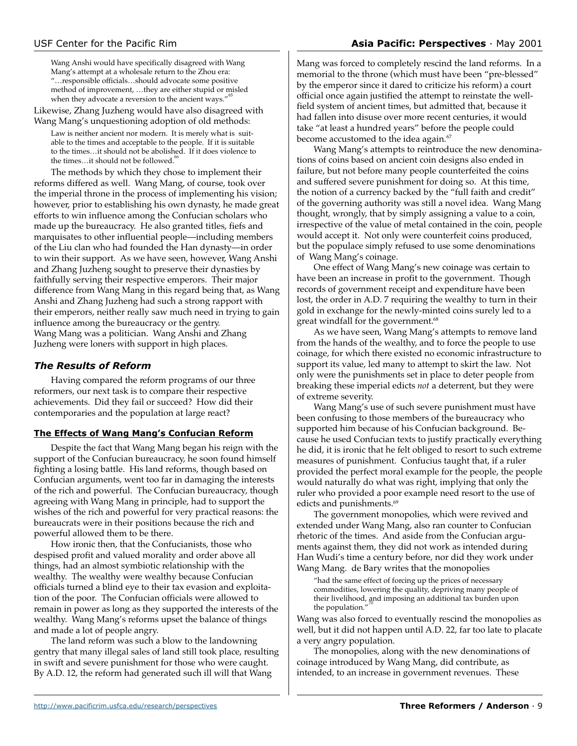> Wang Anshi would have specifically disagreed with Wang Mang's attempt at a wholesale return to the Zhou era: "…responsible officials…should advocate some positive method of improvement, …they are either stupid or misled when they advocate a reversion to the ancient ways."[65]

Likewise, Zhang Juzheng would have also disagreed with Wang Mang's unquestioning adoption of old methods:

> Law is neither ancient nor modern. It is merely what is suitable to the times and acceptable to the people. If it is suitable to the times…it should not be abolished. If it does violence to the times…it should not be followed.[66]

The methods by which they chose to implement their reforms differed as well. Wang Mang, of course, took over the imperial throne in the process of implementing his vision; however, prior to establishing his own dynasty, he made great efforts to win influence among the Confucian scholars who made up the bureaucracy. He also granted titles, fiefs and marquisates to other influential people—including members of the Liu clan who had founded the Han dynasty—in order to win their support. As we have seen, however, Wang Anshi and Zhang Juzheng sought to preserve their dynasties by faithfully serving their respective emperors. Their major difference from Wang Mang in this regard being that, as Wang Anshi and Zhang Juzheng had such a strong rapport with their emperors, neither really saw much need in trying to gain influence among the bureaucracy or the gentry. Wang Mang was a politician. Wang Anshi and Zhang Juzheng were loners with support in high places.

## *The Results of Reform*

Having compared the reform programs of our three reformers, our next task is to compare their respective achievements. Did they fail or succeed? How did their contemporaries and the population at large react?

### The Effects of Wang Mang's Confucian Reform

Despite the fact that Wang Mang began his reign with the support of the Confucian bureaucracy, he soon found himself fighting a losing battle. His land reforms, though based on Confucian arguments, went too far in damaging the interests of the rich and powerful. The Confucian bureaucracy, though agreeing with Wang Mang in principle, had to support the wishes of the rich and powerful for very practical reasons: the bureaucrats were in their positions because the rich and powerful allowed them to be there.

How ironic then, that the Confucianists, those who despised profit and valued morality and order above all things, had an almost symbiotic relationship with the wealthy. The wealthy were wealthy because Confucian officials turned a blind eye to their tax evasion and exploitation of the poor. The Confucian officials were allowed to remain in power as long as they supported the interests of the wealthy. Wang Mang's reforms upset the balance of things and made a lot of people angry.

The land reform was such a blow to the landowning gentry that many illegal sales of land still took place, resulting in swift and severe punishment for those who were caught. By A.D. 12, the reform had generated such ill will that Wang Mang was forced to completely rescind the land reforms. In a memorial to the throne (which must have been "pre-blessed" by the emperor since it dared to criticize his reform) a court official once again justified the attempt to reinstate the well-field system of ancient times, but admitted that, because it had fallen into disuse over more recent centuries, it would take "at least a hundred years" before the people could become accustomed to the idea again.[67]

Wang Mang's attempts to reintroduce the new denominations of coins based on ancient coin designs also ended in failure, but not before many people counterfeited the coins and suffered severe punishment for doing so. At this time, the notion of a currency backed by the "full faith and credit" of the governing authority was still a novel idea. Wang Mang thought, wrongly, that by simply assigning a value to a coin, irrespective of the value of metal contained in the coin, people would accept it. Not only were counterfeit coins produced, but the populace simply refused to use some denominations of Wang Mang's coinage.

One effect of Wang Mang's new coinage was certain to have been an increase in profit to the government. Though records of government receipt and expenditure have been lost, the order in A.D. 7 requiring the wealthy to turn in their gold in exchange for the newly-minted coins surely led to a great windfall for the government.[68]

As we have seen, Wang Mang's attempts to remove land from the hands of the wealthy, and to force the people to use coinage, for which there existed no economic infrastructure to support its value, led many to attempt to skirt the law. Not only were the punishments set in place to deter people from breaking these imperial edicts *not* a deterrent, but they were of extreme severity.

Wang Mang's use of such severe punishment must have been confusing to those members of the bureaucracy who supported him because of his Confucian background. Because he used Confucian texts to justify practically everything he did, it is ironic that he felt obliged to resort to such extreme measures of punishment. Confucius taught that, if a ruler provided the perfect moral example for the people, the people would naturally do what was right, implying that only the ruler who provided a poor example need resort to the use of edicts and punishments.[69]

The government monopolies, which were revived and extended under Wang Mang, also ran counter to Confucian rhetoric of the times. And aside from the Confucian arguments against them, they did not work as intended during Han Wudi's time a century before, nor did they work under Wang Mang. de Bary writes that the monopolies

> "had the same effect of forcing up the prices of necessary commodities, lowering the quality, depriving many people of their livelihood, and imposing an additional tax burden upon the population."[70]

Wang was also forced to eventually rescind the monopolies as well, but it did not happen until A.D. 22, far too late to placate a very angry population.

The monopolies, along with the new denominations of coinage introduced by Wang Mang, did contribute, as intended, to an increase in government revenues. These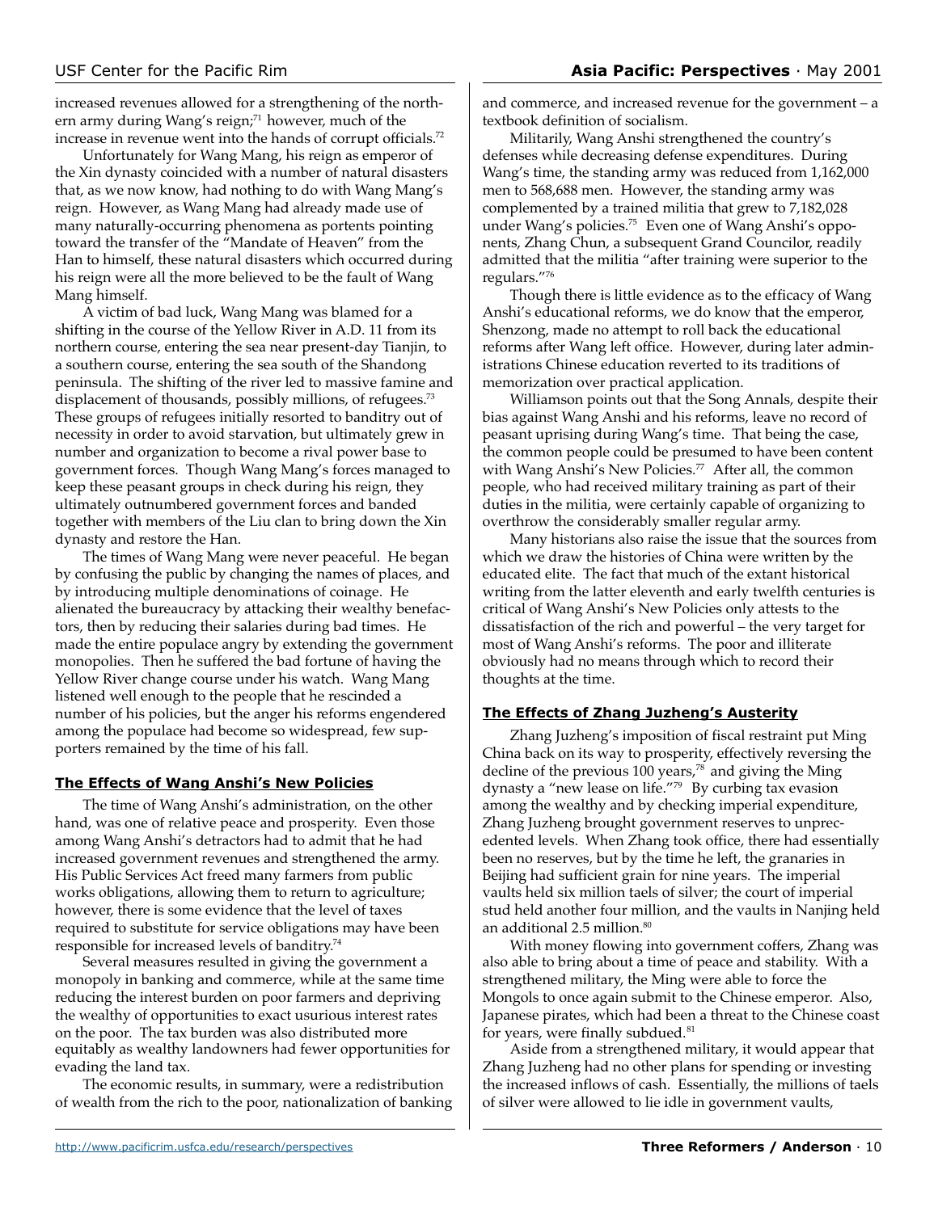increased revenues allowed for a strengthening of the northern army during Wang's reign;[71] however, much of the increase in revenue went into the hands of corrupt officials.[72]

Unfortunately for Wang Mang, his reign as emperor of the Xin dynasty coincided with a number of natural disasters that, as we now know, had nothing to do with Wang Mang's reign. However, as Wang Mang had already made use of many naturally-occurring phenomena as portents pointing toward the transfer of the "Mandate of Heaven" from the Han to himself, these natural disasters which occurred during his reign were all the more believed to be the fault of Wang Mang himself.

A victim of bad luck, Wang Mang was blamed for a shifting in the course of the Yellow River in A.D. 11 from its northern course, entering the sea near present-day Tianjin, to a southern course, entering the sea south of the Shandong peninsula. The shifting of the river led to massive famine and displacement of thousands, possibly millions, of refugees.[73] These groups of refugees initially resorted to banditry out of necessity in order to avoid starvation, but ultimately grew in number and organization to become a rival power base to government forces. Though Wang Mang's forces managed to keep these peasant groups in check during his reign, they ultimately outnumbered government forces and banded together with members of the Liu clan to bring down the Xin dynasty and restore the Han.

The times of Wang Mang were never peaceful. He began by confusing the public by changing the names of places, and by introducing multiple denominations of coinage. He alienated the bureaucracy by attacking their wealthy benefactors, then by reducing their salaries during bad times. He made the entire populace angry by extending the government monopolies. Then he suffered the bad fortune of having the Yellow River change course under his watch. Wang Mang listened well enough to the people that he rescinded a number of his policies, but the anger his reforms engendered among the populace had become so widespread, few supporters remained by the time of his fall.

## The Effects of Wang Anshi's New Policies

The time of Wang Anshi's administration, on the other hand, was one of relative peace and prosperity. Even those among Wang Anshi's detractors had to admit that he had increased government revenues and strengthened the army. His Public Services Act freed many farmers from public works obligations, allowing them to return to agriculture; however, there is some evidence that the level of taxes required to substitute for service obligations may have been responsible for increased levels of banditry.[74]

Several measures resulted in giving the government a monopoly in banking and commerce, while at the same time reducing the interest burden on poor farmers and depriving the wealthy of opportunities to exact usurious interest rates on the poor. The tax burden was also distributed more equitably as wealthy landowners had fewer opportunities for evading the land tax.

The economic results, in summary, were a redistribution of wealth from the rich to the poor, nationalization of banking and commerce, and increased revenue for the government – a textbook definition of socialism.

Militarily, Wang Anshi strengthened the country's defenses while decreasing defense expenditures. During Wang's time, the standing army was reduced from 1,162,000 men to 568,688 men. However, the standing army was complemented by a trained militia that grew to 7,182,028 under Wang's policies.[75] Even one of Wang Anshi's opponents, Zhang Chun, a subsequent Grand Councilor, readily admitted that the militia "after training were superior to the regulars."[76]

Though there is little evidence as to the efficacy of Wang Anshi's educational reforms, we do know that the emperor, Shenzong, made no attempt to roll back the educational reforms after Wang left office. However, during later administrations Chinese education reverted to its traditions of memorization over practical application.

Williamson points out that the Song Annals, despite their bias against Wang Anshi and his reforms, leave no record of peasant uprising during Wang's time. That being the case, the common people could be presumed to have been content with Wang Anshi's New Policies.[77] After all, the common people, who had received military training as part of their duties in the militia, were certainly capable of organizing to overthrow the considerably smaller regular army.

Many historians also raise the issue that the sources from which we draw the histories of China were written by the educated elite. The fact that much of the extant historical writing from the latter eleventh and early twelfth centuries is critical of Wang Anshi's New Policies only attests to the dissatisfaction of the rich and powerful – the very target for most of Wang Anshi's reforms. The poor and illiterate obviously had no means through which to record their thoughts at the time.

## The Effects of Zhang Juzheng's Austerity

Zhang Juzheng's imposition of fiscal restraint put Ming China back on its way to prosperity, effectively reversing the decline of the previous 100 years,[78] and giving the Ming dynasty a "new lease on life."[79] By curbing tax evasion among the wealthy and by checking imperial expenditure, Zhang Juzheng brought government reserves to unprecedented levels. When Zhang took office, there had essentially been no reserves, but by the time he left, the granaries in Beijing had sufficient grain for nine years. The imperial vaults held six million taels of silver; the court of imperial stud held another four million, and the vaults in Nanjing held an additional 2.5 million.[80]

With money flowing into government coffers, Zhang was also able to bring about a time of peace and stability. With a strengthened military, the Ming were able to force the Mongols to once again submit to the Chinese emperor. Also, Japanese pirates, which had been a threat to the Chinese coast for years, were finally subdued.[81]

Aside from a strengthened military, it would appear that Zhang Juzheng had no other plans for spending or investing the increased inflows of cash. Essentially, the millions of taels of silver were allowed to lie idle in government vaults,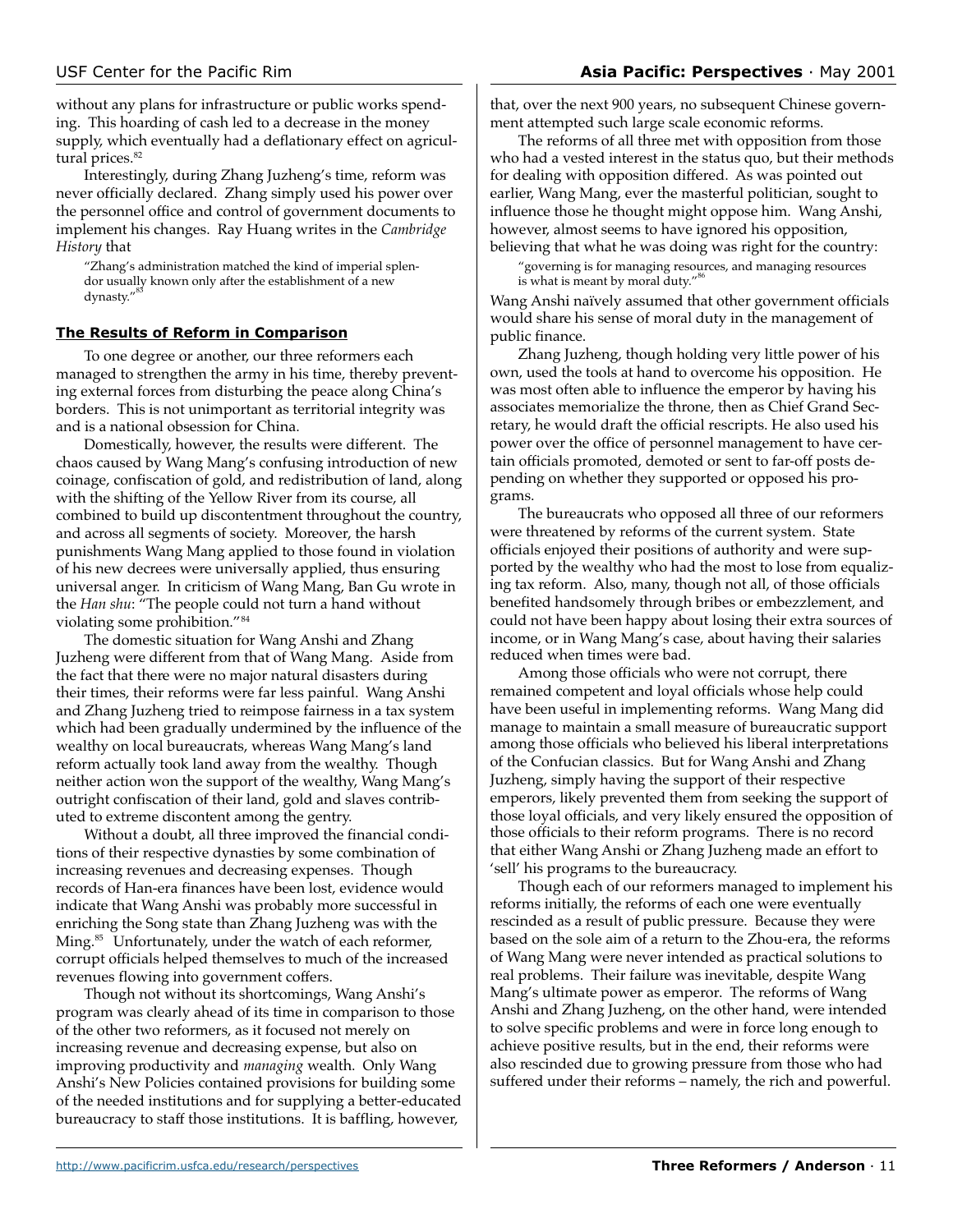without any plans for infrastructure or public works spending. This hoarding of cash led to a decrease in the money supply, which eventually had a deflationary effect on agricultural prices.[82]

Interestingly, during Zhang Juzheng's time, reform was never officially declared. Zhang simply used his power over the personnel office and control of government documents to implement his changes. Ray Huang writes in the *Cambridge History* that

> "Zhang's administration matched the kind of imperial splendor usually known only after the establishment of a new dynasty."[83]

## The Results of Reform in Comparison

To one degree or another, our three reformers each managed to strengthen the army in his time, thereby preventing external forces from disturbing the peace along China's borders. This is not unimportant as territorial integrity was and is a national obsession for China.

Domestically, however, the results were different. The chaos caused by Wang Mang's confusing introduction of new coinage, confiscation of gold, and redistribution of land, along with the shifting of the Yellow River from its course, all combined to build up discontentment throughout the country, and across all segments of society. Moreover, the harsh punishments Wang Mang applied to those found in violation of his new decrees were universally applied, thus ensuring universal anger. In criticism of Wang Mang, Ban Gu wrote in the *Han shu*: "The people could not turn a hand without violating some prohibition."[84]

The domestic situation for Wang Anshi and Zhang Juzheng were different from that of Wang Mang. Aside from the fact that there were no major natural disasters during their times, their reforms were far less painful. Wang Anshi and Zhang Juzheng tried to reimpose fairness in a tax system which had been gradually undermined by the influence of the wealthy on local bureaucrats, whereas Wang Mang's land reform actually took land away from the wealthy. Though neither action won the support of the wealthy, Wang Mang's outright confiscation of their land, gold and slaves contributed to extreme discontent among the gentry.

Without a doubt, all three improved the financial conditions of their respective dynasties by some combination of increasing revenues and decreasing expenses. Though records of Han-era finances have been lost, evidence would indicate that Wang Anshi was probably more successful in enriching the Song state than Zhang Juzheng was with the Ming.[85] Unfortunately, under the watch of each reformer, corrupt officials helped themselves to much of the increased revenues flowing into government coffers.

Though not without its shortcomings, Wang Anshi's program was clearly ahead of its time in comparison to those of the other two reformers, as it focused not merely on increasing revenue and decreasing expense, but also on improving productivity and *managing* wealth. Only Wang Anshi's New Policies contained provisions for building some of the needed institutions and for supplying a better-educated bureaucracy to staff those institutions. It is baffling, however, that, over the next 900 years, no subsequent Chinese government attempted such large scale economic reforms.

The reforms of all three met with opposition from those who had a vested interest in the status quo, but their methods for dealing with opposition differed. As was pointed out earlier, Wang Mang, ever the masterful politician, sought to influence those he thought might oppose him. Wang Anshi, however, almost seems to have ignored his opposition, believing that what he was doing was right for the country:

> "governing is for managing resources, and managing resources is what is meant by moral duty."[86]

Wang Anshi naïvely assumed that other government officials would share his sense of moral duty in the management of public finance.

Zhang Juzheng, though holding very little power of his own, used the tools at hand to overcome his opposition. He was most often able to influence the emperor by having his associates memorialize the throne, then as Chief Grand Secretary, he would draft the official rescripts. He also used his power over the office of personnel management to have certain officials promoted, demoted or sent to far-off posts depending on whether they supported or opposed his programs.

The bureaucrats who opposed all three of our reformers were threatened by reforms of the current system. State officials enjoyed their positions of authority and were supported by the wealthy who had the most to lose from equalizing tax reform. Also, many, though not all, of those officials benefited handsomely through bribes or embezzlement, and could not have been happy about losing their extra sources of income, or in Wang Mang's case, about having their salaries reduced when times were bad.

Among those officials who were not corrupt, there remained competent and loyal officials whose help could have been useful in implementing reforms. Wang Mang did manage to maintain a small measure of bureaucratic support among those officials who believed his liberal interpretations of the Confucian classics. But for Wang Anshi and Zhang Juzheng, simply having the support of their respective emperors, likely prevented them from seeking the support of those loyal officials, and very likely ensured the opposition of those officials to their reform programs. There is no record that either Wang Anshi or Zhang Juzheng made an effort to 'sell' his programs to the bureaucracy.

Though each of our reformers managed to implement his reforms initially, the reforms of each one were eventually rescinded as a result of public pressure. Because they were based on the sole aim of a return to the Zhou-era, the reforms of Wang Mang were never intended as practical solutions to real problems. Their failure was inevitable, despite Wang Mang's ultimate power as emperor. The reforms of Wang Anshi and Zhang Juzheng, on the other hand, were intended to solve specific problems and were in force long enough to achieve positive results, but in the end, their reforms were also rescinded due to growing pressure from those who had suffered under their reforms – namely, the rich and powerful.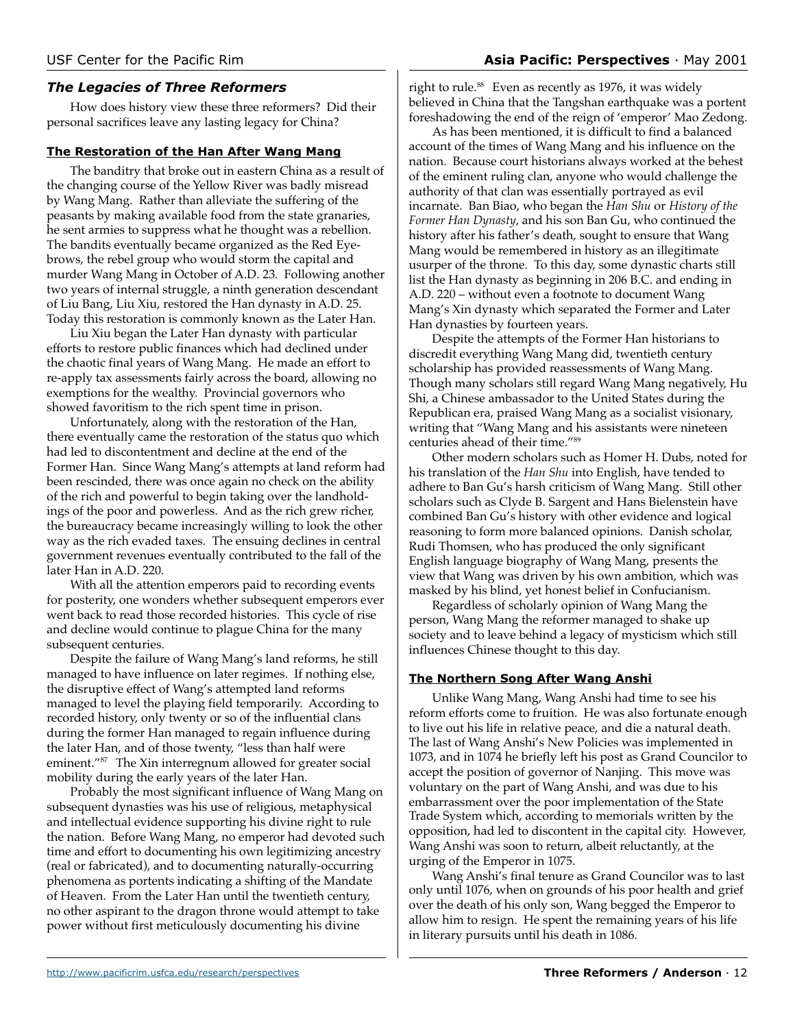## *The Legacies of Three Reformers*

How does history view these three reformers? Did their personal sacrifices leave any lasting legacy for China?

### The Restoration of the Han After Wang Mang

The banditry that broke out in eastern China as a result of the changing course of the Yellow River was badly misread by Wang Mang. Rather than alleviate the suffering of the peasants by making available food from the state granaries, he sent armies to suppress what he thought was a rebellion. The bandits eventually became organized as the Red Eyebrows, the rebel group who would storm the capital and murder Wang Mang in October of A.D. 23. Following another two years of internal struggle, a ninth generation descendant of Liu Bang, Liu Xiu, restored the Han dynasty in A.D. 25. Today this restoration is commonly known as the Later Han.

Liu Xiu began the Later Han dynasty with particular efforts to restore public finances which had declined under the chaotic final years of Wang Mang. He made an effort to re-apply tax assessments fairly across the board, allowing no exemptions for the wealthy. Provincial governors who showed favoritism to the rich spent time in prison.

Unfortunately, along with the restoration of the Han, there eventually came the restoration of the status quo which had led to discontentment and decline at the end of the Former Han. Since Wang Mang's attempts at land reform had been rescinded, there was once again no check on the ability of the rich and powerful to begin taking over the landholdings of the poor and powerless. And as the rich grew richer, the bureaucracy became increasingly willing to look the other way as the rich evaded taxes. The ensuing declines in central government revenues eventually contributed to the fall of the later Han in A.D. 220.

With all the attention emperors paid to recording events for posterity, one wonders whether subsequent emperors ever went back to read those recorded histories. This cycle of rise and decline would continue to plague China for the many subsequent centuries.

Despite the failure of Wang Mang's land reforms, he still managed to have influence on later regimes. If nothing else, the disruptive effect of Wang's attempted land reforms managed to level the playing field temporarily. According to recorded history, only twenty or so of the influential clans during the former Han managed to regain influence during the later Han, and of those twenty, "less than half were eminent."[87] The Xin interregnum allowed for greater social mobility during the early years of the later Han.

Probably the most significant influence of Wang Mang on subsequent dynasties was his use of religious, metaphysical and intellectual evidence supporting his divine right to rule the nation. Before Wang Mang, no emperor had devoted such time and effort to documenting his own legitimizing ancestry (real or fabricated), and to documenting naturally-occurring phenomena as portents indicating a shifting of the Mandate of Heaven. From the Later Han until the twentieth century, no other aspirant to the dragon throne would attempt to take power without first meticulously documenting his divine right to rule.[88] Even as recently as 1976, it was widely believed in China that the Tangshan earthquake was a portent foreshadowing the end of the reign of 'emperor' Mao Zedong.

As has been mentioned, it is difficult to find a balanced account of the times of Wang Mang and his influence on the nation. Because court historians always worked at the behest of the eminent ruling clan, anyone who would challenge the authority of that clan was essentially portrayed as evil incarnate. Ban Biao, who began the *Han Shu* or *History of the Former Han Dynasty*, and his son Ban Gu, who continued the history after his father's death, sought to ensure that Wang Mang would be remembered in history as an illegitimate usurper of the throne. To this day, some dynastic charts still list the Han dynasty as beginning in 206 B.C. and ending in A.D. 220 – without even a footnote to document Wang Mang's Xin dynasty which separated the Former and Later Han dynasties by fourteen years.

Despite the attempts of the Former Han historians to discredit everything Wang Mang did, twentieth century scholarship has provided reassessments of Wang Mang. Though many scholars still regard Wang Mang negatively, Hu Shi, a Chinese ambassador to the United States during the Republican era, praised Wang Mang as a socialist visionary, writing that "Wang Mang and his assistants were nineteen centuries ahead of their time."[89]

Other modern scholars such as Homer H. Dubs, noted for his translation of the *Han Shu* into English, have tended to adhere to Ban Gu's harsh criticism of Wang Mang. Still other scholars such as Clyde B. Sargent and Hans Bielenstein have combined Ban Gu's history with other evidence and logical reasoning to form more balanced opinions. Danish scholar, Rudi Thomsen, who has produced the only significant English language biography of Wang Mang, presents the view that Wang was driven by his own ambition, which was masked by his blind, yet honest belief in Confucianism.

Regardless of scholarly opinion of Wang Mang the person, Wang Mang the reformer managed to shake up society and to leave behind a legacy of mysticism which still influences Chinese thought to this day.

### The Northern Song After Wang Anshi

Unlike Wang Mang, Wang Anshi had time to see his reform efforts come to fruition. He was also fortunate enough to live out his life in relative peace, and die a natural death. The last of Wang Anshi's New Policies was implemented in 1073, and in 1074 he briefly left his post as Grand Councilor to accept the position of governor of Nanjing. This move was voluntary on the part of Wang Anshi, and was due to his embarrassment over the poor implementation of the State Trade System which, according to memorials written by the opposition, had led to discontent in the capital city. However, Wang Anshi was soon to return, albeit reluctantly, at the urging of the Emperor in 1075.

Wang Anshi's final tenure as Grand Councilor was to last only until 1076, when on grounds of his poor health and grief over the death of his only son, Wang begged the Emperor to allow him to resign. He spent the remaining years of his life in literary pursuits until his death in 1086.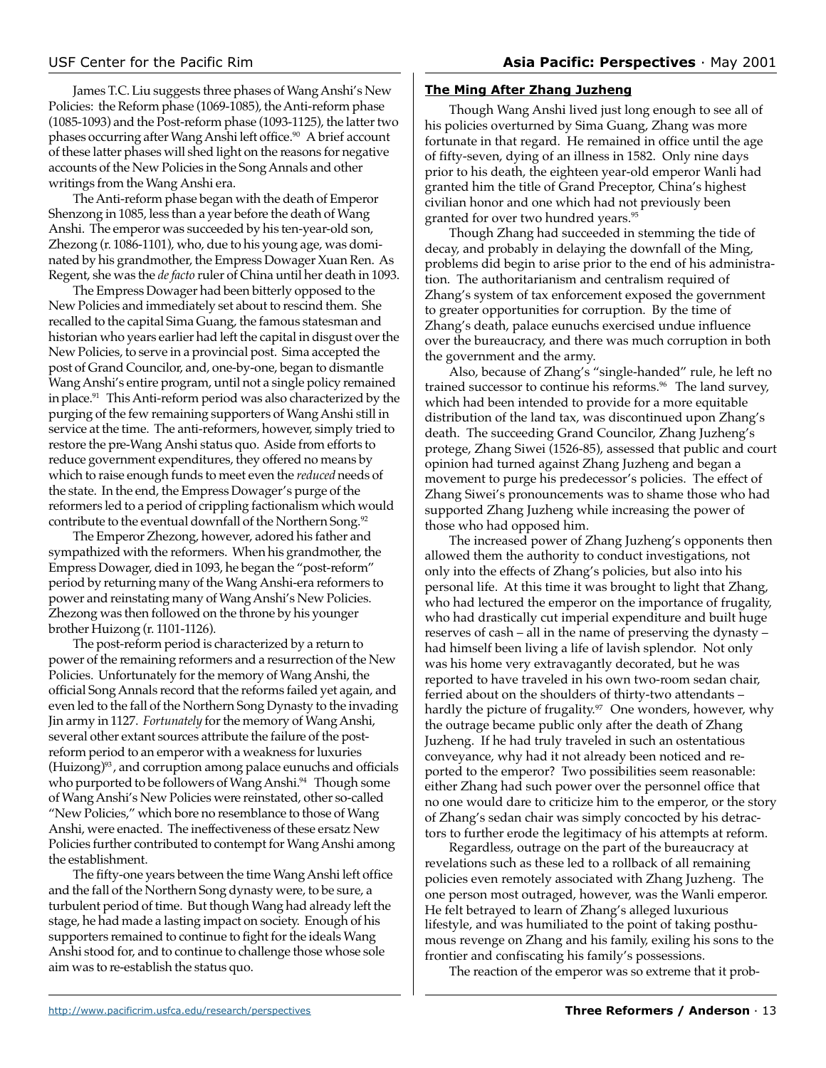James T.C. Liu suggests three phases of Wang Anshi's New Policies: the Reform phase (1069-1085), the Anti-reform phase (1085-1093) and the Post-reform phase (1093-1125), the latter two phases occurring after Wang Anshi left office.[90] A brief account of these latter phases will shed light on the reasons for negative accounts of the New Policies in the Song Annals and other writings from the Wang Anshi era.

The Anti-reform phase began with the death of Emperor Shenzong in 1085, less than a year before the death of Wang Anshi. The emperor was succeeded by his ten-year-old son, Zhezong (r. 1086-1101), who, due to his young age, was dominated by his grandmother, the Empress Dowager Xuan Ren. As Regent, she was the *de facto* ruler of China until her death in 1093.

The Empress Dowager had been bitterly opposed to the New Policies and immediately set about to rescind them. She recalled to the capital Sima Guang, the famous statesman and historian who years earlier had left the capital in disgust over the New Policies, to serve in a provincial post. Sima accepted the post of Grand Councilor, and, one-by-one, began to dismantle Wang Anshi's entire program, until not a single policy remained in place.[91] This Anti-reform period was also characterized by the purging of the few remaining supporters of Wang Anshi still in service at the time. The anti-reformers, however, simply tried to restore the pre-Wang Anshi status quo. Aside from efforts to reduce government expenditures, they offered no means by which to raise enough funds to meet even the *reduced* needs of the state. In the end, the Empress Dowager's purge of the reformers led to a period of crippling factionalism which would contribute to the eventual downfall of the Northern Song.[92]

The Emperor Zhezong, however, adored his father and sympathized with the reformers. When his grandmother, the Empress Dowager, died in 1093, he began the "post-reform" period by returning many of the Wang Anshi-era reformers to power and reinstating many of Wang Anshi's New Policies. Zhezong was then followed on the throne by his younger brother Huizong (r. 1101-1126).

The post-reform period is characterized by a return to power of the remaining reformers and a resurrection of the New Policies. Unfortunately for the memory of Wang Anshi, the official Song Annals record that the reforms failed yet again, and even led to the fall of the Northern Song Dynasty to the invading Jin army in 1127. *Fortunately* for the memory of Wang Anshi, several other extant sources attribute the failure of the post-reform period to an emperor with a weakness for luxuries (Huizong)[93], and corruption among palace eunuchs and officials who purported to be followers of Wang Anshi.[94] Though some of Wang Anshi's New Policies were reinstated, other so-called "New Policies," which bore no resemblance to those of Wang Anshi, were enacted. The ineffectiveness of these ersatz New Policies further contributed to contempt for Wang Anshi among the establishment.

The fifty-one years between the time Wang Anshi left office and the fall of the Northern Song dynasty were, to be sure, a turbulent period of time. But though Wang had already left the stage, he had made a lasting impact on society. Enough of his supporters remained to continue to fight for the ideals Wang Anshi stood for, and to continue to challenge those whose sole aim was to re-establish the status quo.

## The Ming After Zhang Juzheng

Though Wang Anshi lived just long enough to see all of his policies overturned by Sima Guang, Zhang was more fortunate in that regard. He remained in office until the age of fifty-seven, dying of an illness in 1582. Only nine days prior to his death, the eighteen year-old emperor Wanli had granted him the title of Grand Preceptor, China's highest civilian honor and one which had not previously been granted for over two hundred years.[95]

Though Zhang had succeeded in stemming the tide of decay, and probably in delaying the downfall of the Ming, problems did begin to arise prior to the end of his administration. The authoritarianism and centralism required of Zhang's system of tax enforcement exposed the government to greater opportunities for corruption. By the time of Zhang's death, palace eunuchs exercised undue influence over the bureaucracy, and there was much corruption in both the government and the army.

Also, because of Zhang's "single-handed" rule, he left no trained successor to continue his reforms.[96] The land survey, which had been intended to provide for a more equitable distribution of the land tax, was discontinued upon Zhang's death. The succeeding Grand Councilor, Zhang Juzheng's protege, Zhang Siwei (1526-85), assessed that public and court opinion had turned against Zhang Juzheng and began a movement to purge his predecessor's policies. The effect of Zhang Siwei's pronouncements was to shame those who had supported Zhang Juzheng while increasing the power of those who had opposed him.

The increased power of Zhang Juzheng's opponents then allowed them the authority to conduct investigations, not only into the effects of Zhang's policies, but also into his personal life. At this time it was brought to light that Zhang, who had lectured the emperor on the importance of frugality, who had drastically cut imperial expenditure and built huge reserves of cash – all in the name of preserving the dynasty – had himself been living a life of lavish splendor. Not only was his home very extravagantly decorated, but he was reported to have traveled in his own two-room sedan chair, ferried about on the shoulders of thirty-two attendants – hardly the picture of frugality.[97] One wonders, however, why the outrage became public only after the death of Zhang Juzheng. If he had truly traveled in such an ostentatious conveyance, why had it not already been noticed and reported to the emperor? Two possibilities seem reasonable: either Zhang had such power over the personnel office that no one would dare to criticize him to the emperor, or the story of Zhang's sedan chair was simply concocted by his detractors to further erode the legitimacy of his attempts at reform.

Regardless, outrage on the part of the bureaucracy at revelations such as these led to a rollback of all remaining policies even remotely associated with Zhang Juzheng. The one person most outraged, however, was the Wanli emperor. He felt betrayed to learn of Zhang's alleged luxurious lifestyle, and was humiliated to the point of taking posthumous revenge on Zhang and his family, exiling his sons to the frontier and confiscating his family's possessions.

The reaction of the emperor was so extreme that it prob-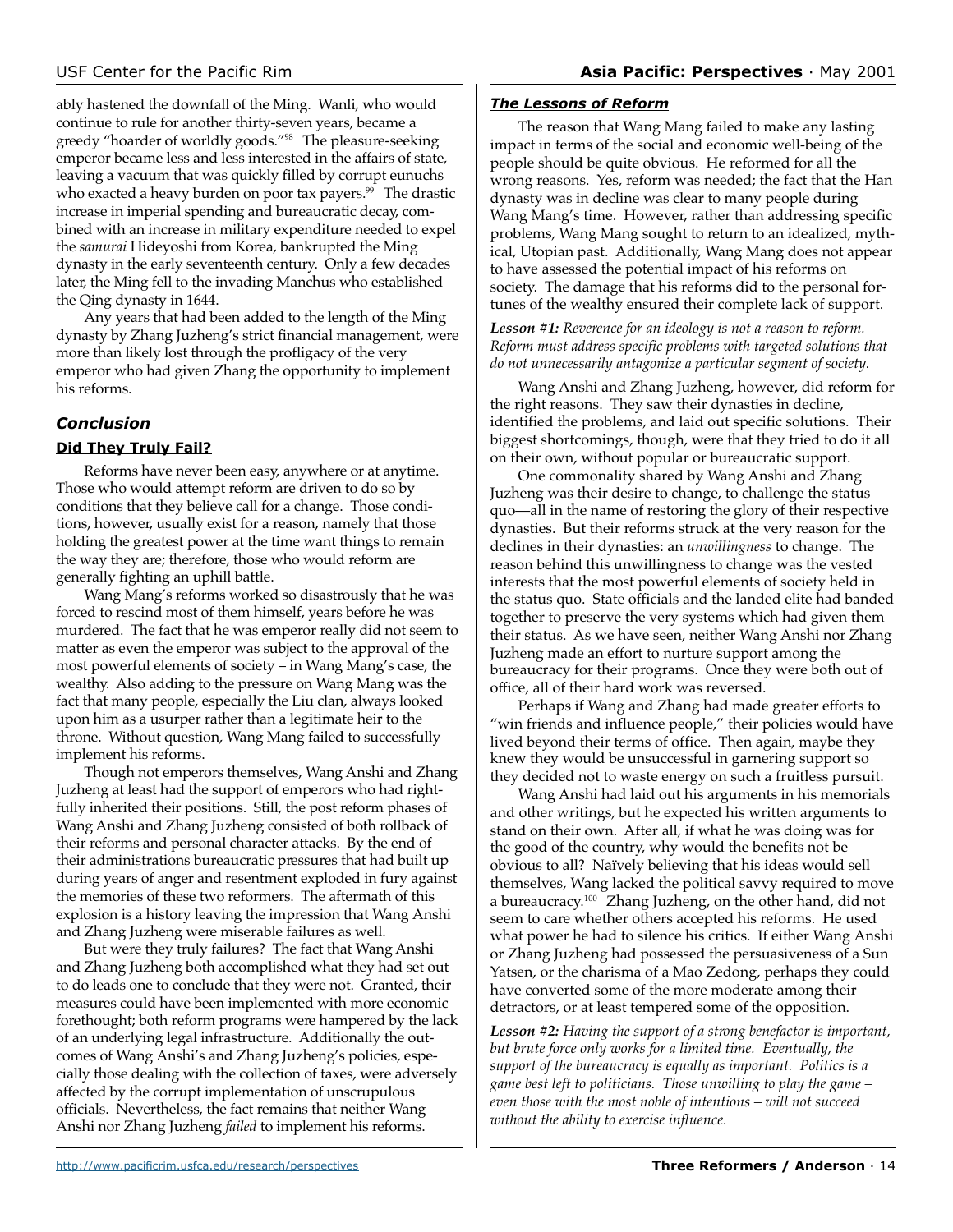ably hastened the downfall of the Ming. Wanli, who would continue to rule for another thirty-seven years, became a greedy "hoarder of worldly goods."[98] The pleasure-seeking emperor became less and less interested in the affairs of state, leaving a vacuum that was quickly filled by corrupt eunuchs who exacted a heavy burden on poor tax payers.[99] The drastic increase in imperial spending and bureaucratic decay, combined with an increase in military expenditure needed to expel the *samurai* Hideyoshi from Korea, bankrupted the Ming dynasty in the early seventeenth century. Only a few decades later, the Ming fell to the invading Manchus who established the Qing dynasty in 1644.

Any years that had been added to the length of the Ming dynasty by Zhang Juzheng's strict financial management, were more than likely lost through the profligacy of the very emperor who had given Zhang the opportunity to implement his reforms.

## *Conclusion*

### Did They Truly Fail?

Reforms have never been easy, anywhere or at anytime. Those who would attempt reform are driven to do so by conditions that they believe call for a change. Those conditions, however, usually exist for a reason, namely that those holding the greatest power at the time want things to remain the way they are; therefore, those who would reform are generally fighting an uphill battle.

Wang Mang's reforms worked so disastrously that he was forced to rescind most of them himself, years before he was murdered. The fact that he was emperor really did not seem to matter as even the emperor was subject to the approval of the most powerful elements of society – in Wang Mang's case, the wealthy. Also adding to the pressure on Wang Mang was the fact that many people, especially the Liu clan, always looked upon him as a usurper rather than a legitimate heir to the throne. Without question, Wang Mang failed to successfully implement his reforms.

Though not emperors themselves, Wang Anshi and Zhang Juzheng at least had the support of emperors who had rightfully inherited their positions. Still, the post reform phases of Wang Anshi and Zhang Juzheng consisted of both rollback of their reforms and personal character attacks. By the end of their administrations bureaucratic pressures that had built up during years of anger and resentment exploded in fury against the memories of these two reformers. The aftermath of this explosion is a history leaving the impression that Wang Anshi and Zhang Juzheng were miserable failures as well.

But were they truly failures? The fact that Wang Anshi and Zhang Juzheng both accomplished what they had set out to do leads one to conclude that they were not. Granted, their measures could have been implemented with more economic forethought; both reform programs were hampered by the lack of an underlying legal infrastructure. Additionally the outcomes of Wang Anshi's and Zhang Juzheng's policies, especially those dealing with the collection of taxes, were adversely affected by the corrupt implementation of unscrupulous officials. Nevertheless, the fact remains that neither Wang Anshi nor Zhang Juzheng *failed* to implement his reforms.

### *The Lessons of Reform*

The reason that Wang Mang failed to make any lasting impact in terms of the social and economic well-being of the people should be quite obvious. He reformed for all the wrong reasons. Yes, reform was needed; the fact that the Han dynasty was in decline was clear to many people during Wang Mang's time. However, rather than addressing specific problems, Wang Mang sought to return to an idealized, mythical, Utopian past. Additionally, Wang Mang does not appear to have assessed the potential impact of his reforms on society. The damage that his reforms did to the personal fortunes of the wealthy ensured their complete lack of support.

***Lesson #1:*** *Reverence for an ideology is not a reason to reform. Reform must address specific problems with targeted solutions that do not unnecessarily antagonize a particular segment of society.*

Wang Anshi and Zhang Juzheng, however, did reform for the right reasons. They saw their dynasties in decline, identified the problems, and laid out specific solutions. Their biggest shortcomings, though, were that they tried to do it all on their own, without popular or bureaucratic support.

One commonality shared by Wang Anshi and Zhang Juzheng was their desire to change, to challenge the status quo—all in the name of restoring the glory of their respective dynasties. But their reforms struck at the very reason for the declines in their dynasties: an *unwillingness* to change. The reason behind this unwillingness to change was the vested interests that the most powerful elements of society held in the status quo. State officials and the landed elite had banded together to preserve the very systems which had given them their status. As we have seen, neither Wang Anshi nor Zhang Juzheng made an effort to nurture support among the bureaucracy for their programs. Once they were both out of office, all of their hard work was reversed.

Perhaps if Wang and Zhang had made greater efforts to "win friends and influence people," their policies would have lived beyond their terms of office. Then again, maybe they knew they would be unsuccessful in garnering support so they decided not to waste energy on such a fruitless pursuit.

Wang Anshi had laid out his arguments in his memorials and other writings, but he expected his written arguments to stand on their own. After all, if what he was doing was for the good of the country, why would the benefits not be obvious to all? Naïvely believing that his ideas would sell themselves, Wang lacked the political savvy required to move a bureaucracy.[100] Zhang Juzheng, on the other hand, did not seem to care whether others accepted his reforms. He used what power he had to silence his critics. If either Wang Anshi or Zhang Juzheng had possessed the persuasiveness of a Sun Yatsen, or the charisma of a Mao Zedong, perhaps they could have converted some of the more moderate among their detractors, or at least tempered some of the opposition.

***Lesson #2:*** *Having the support of a strong benefactor is important, but brute force only works for a limited time. Eventually, the support of the bureaucracy is equally as important. Politics is a game best left to politicians. Those unwilling to play the game – even those with the most noble of intentions – will not succeed without the ability to exercise influence.*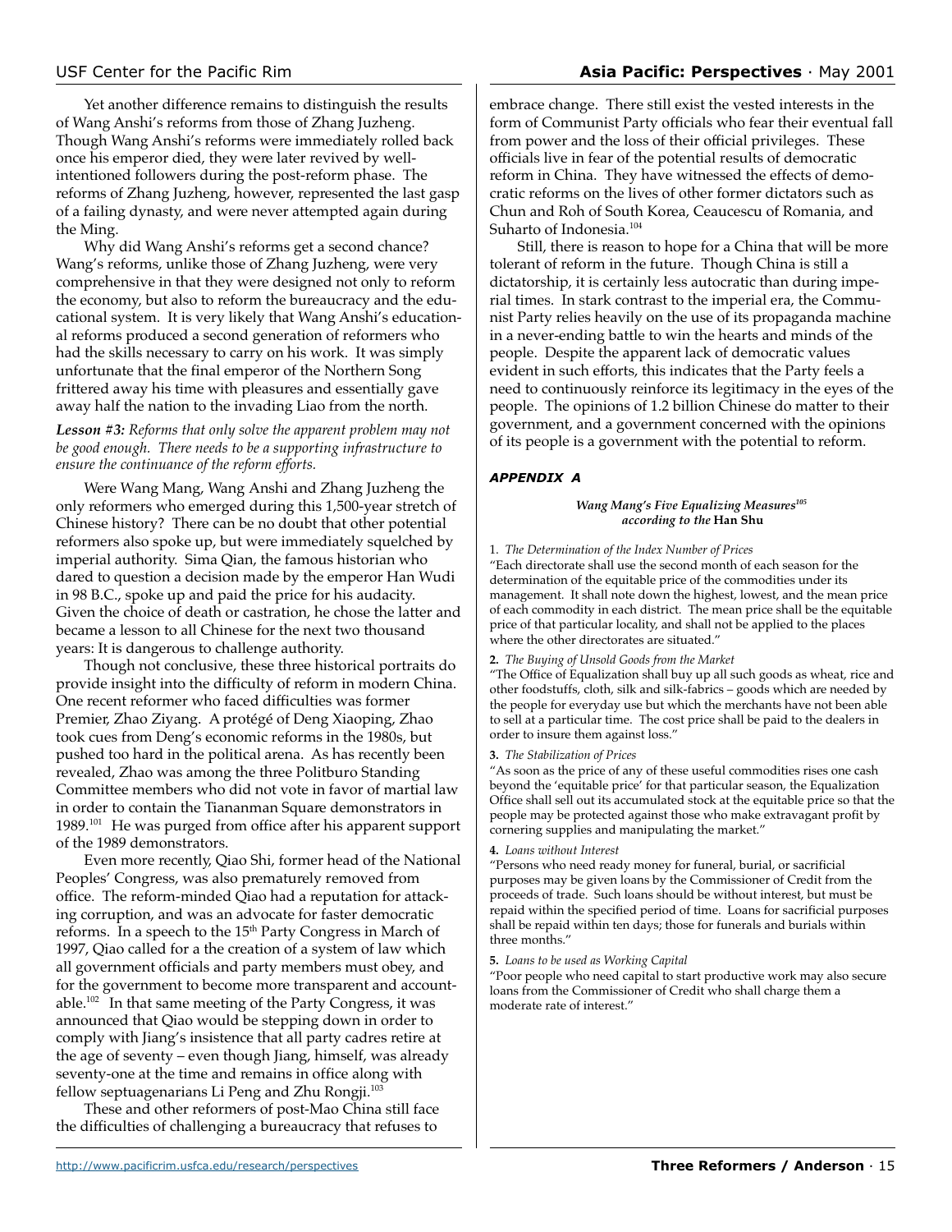Yet another difference remains to distinguish the results of Wang Anshi's reforms from those of Zhang Juzheng. Though Wang Anshi's reforms were immediately rolled back once his emperor died, they were later revived by well-intentioned followers during the post-reform phase. The reforms of Zhang Juzheng, however, represented the last gasp of a failing dynasty, and were never attempted again during the Ming.

Why did Wang Anshi's reforms get a second chance? Wang's reforms, unlike those of Zhang Juzheng, were very comprehensive in that they were designed not only to reform the economy, but also to reform the bureaucracy and the educational system. It is very likely that Wang Anshi's educational reforms produced a second generation of reformers who had the skills necessary to carry on his work. It was simply unfortunate that the final emperor of the Northern Song frittered away his time with pleasures and essentially gave away half the nation to the invading Liao from the north.

***Lesson #3:*** *Reforms that only solve the apparent problem may not be good enough. There needs to be a supporting infrastructure to ensure the continuance of the reform efforts.*

Were Wang Mang, Wang Anshi and Zhang Juzheng the only reformers who emerged during this 1,500-year stretch of Chinese history? There can be no doubt that other potential reformers also spoke up, but were immediately squelched by imperial authority. Sima Qian, the famous historian who dared to question a decision made by the emperor Han Wudi in 98 B.C., spoke up and paid the price for his audacity. Given the choice of death or castration, he chose the latter and became a lesson to all Chinese for the next two thousand years: It is dangerous to challenge authority.

Though not conclusive, these three historical portraits do provide insight into the difficulty of reform in modern China. One recent reformer who faced difficulties was former Premier, Zhao Ziyang. A protégé of Deng Xiaoping, Zhao took cues from Deng's economic reforms in the 1980s, but pushed too hard in the political arena. As has recently been revealed, Zhao was among the three Politburo Standing Committee members who did not vote in favor of martial law in order to contain the Tiananman Square demonstrators in 1989.[101] He was purged from office after his apparent support of the 1989 demonstrators.

Even more recently, Qiao Shi, former head of the National Peoples' Congress, was also prematurely removed from office. The reform-minded Qiao had a reputation for attacking corruption, and was an advocate for faster democratic reforms. In a speech to the 15th Party Congress in March of 1997, Qiao called for a the creation of a system of law which all government officials and party members must obey, and for the government to become more transparent and accountable.[102] In that same meeting of the Party Congress, it was announced that Qiao would be stepping down in order to comply with Jiang's insistence that all party cadres retire at the age of seventy – even though Jiang, himself, was already seventy-one at the time and remains in office along with fellow septuagenarians Li Peng and Zhu Rongji.[103]

These and other reformers of post-Mao China still face the difficulties of challenging a bureaucracy that refuses to embrace change. There still exist the vested interests in the form of Communist Party officials who fear their eventual fall from power and the loss of their official privileges. These officials live in fear of the potential results of democratic reform in China. They have witnessed the effects of democratic reforms on the lives of other former dictators such as Chun and Roh of South Korea, Ceaucescu of Romania, and Suharto of Indonesia.[104]

Still, there is reason to hope for a China that will be more tolerant of reform in the future. Though China is still a dictatorship, it is certainly less autocratic than during imperial times. In stark contrast to the imperial era, the Communist Party relies heavily on the use of its propaganda machine in a never-ending battle to win the hearts and minds of the people. Despite the apparent lack of democratic values evident in such efforts, this indicates that the Party feels a need to continuously reinforce its legitimacy in the eyes of the people. The opinions of 1.2 billion Chinese do matter to their government, and a government concerned with the opinions of its people is a government with the potential to reform.

## APPENDIX A

***Wang Mang's Five Equalizing Measures[105] according to the* Han Shu**

1. *The Determination of the Index Number of Prices*
"Each directorate shall use the second month of each season for the determination of the equitable price of the commodities under its management. It shall note down the highest, lowest, and the mean price of each commodity in each district. The mean price shall be the equitable price of that particular locality, and shall not be applied to the places where the other directorates are situated."

**2.** *The Buying of Unsold Goods from the Market*
"The Office of Equalization shall buy up all such goods as wheat, rice and other foodstuffs, cloth, silk and silk-fabrics – goods which are needed by the people for everyday use but which the merchants have not been able to sell at a particular time. The cost price shall be paid to the dealers in order to insure them against loss."

**3.** *The Stabilization of Prices*
"As soon as the price of any of these useful commodities rises one cash beyond the 'equitable price' for that particular season, the Equalization Office shall sell out its accumulated stock at the equitable price so that the people may be protected against those who make extravagant profit by cornering supplies and manipulating the market."

**4.** *Loans without Interest*
"Persons who need ready money for funeral, burial, or sacrificial purposes may be given loans by the Commissioner of Credit from the proceeds of trade. Such loans should be without interest, but must be repaid within the specified period of time. Loans for sacrificial purposes shall be repaid within ten days; those for funerals and burials within three months."

**5.** *Loans to be used as Working Capital*
"Poor people who need capital to start productive work may also secure loans from the Commissioner of Credit who shall charge them a moderate rate of interest."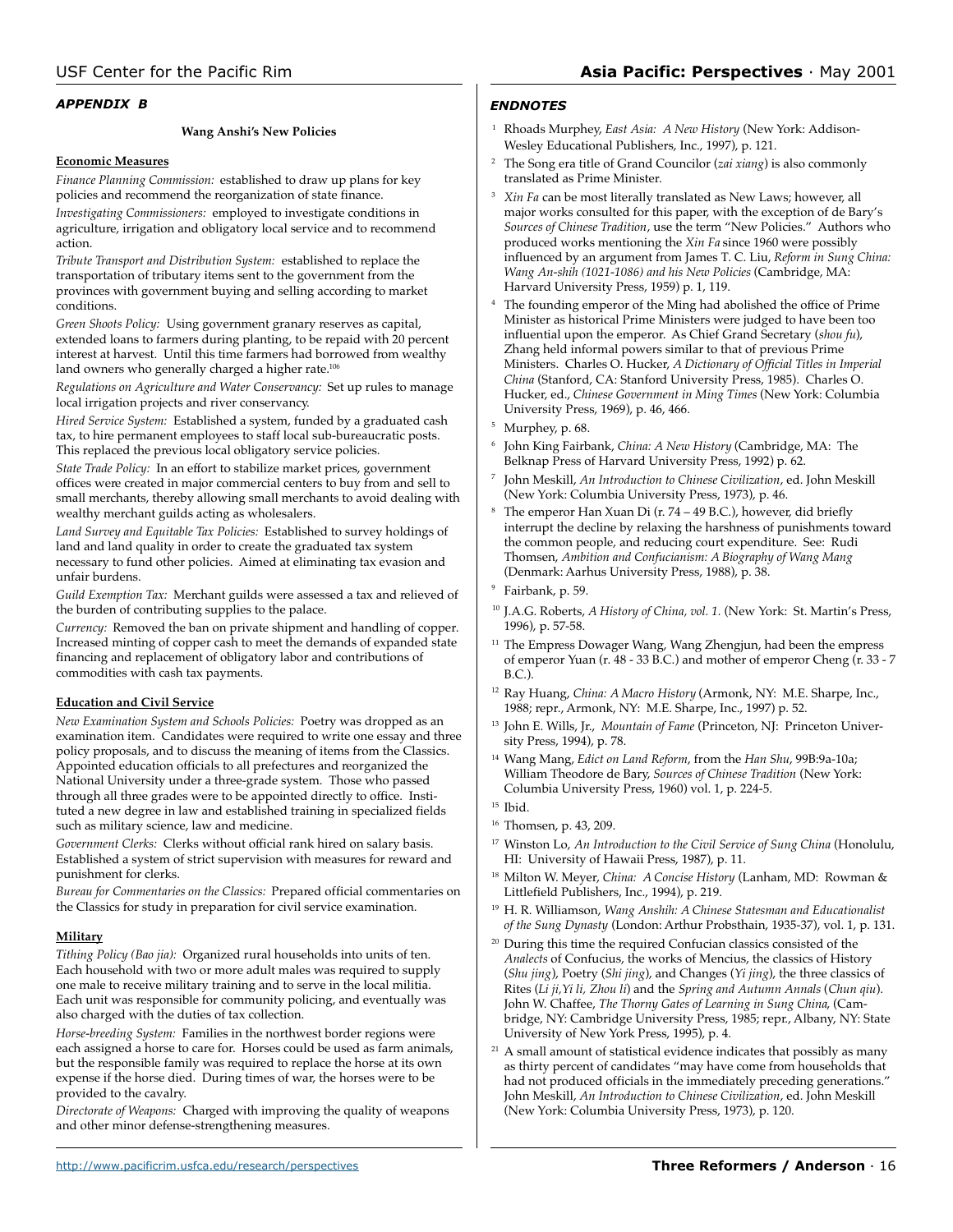## *APPENDIX B*

**Wang Anshi's New Policies**

**Economic Measures**

*Finance Planning Commission:* established to draw up plans for key policies and recommend the reorganization of state finance.

*Investigating Commissioners:* employed to investigate conditions in agriculture, irrigation and obligatory local service and to recommend action.

*Tribute Transport and Distribution System:* established to replace the transportation of tributary items sent to the government from the provinces with government buying and selling according to market conditions.

*Green Shoots Policy:* Using government granary reserves as capital, extended loans to farmers during planting, to be repaid with 20 percent interest at harvest. Until this time farmers had borrowed from wealthy land owners who generally charged a higher rate.[106]

*Regulations on Agriculture and Water Conservancy:* Set up rules to manage local irrigation projects and river conservancy.

*Hired Service System:* Established a system, funded by a graduated cash tax, to hire permanent employees to staff local sub-bureaucratic posts. This replaced the previous local obligatory service policies.

*State Trade Policy:* In an effort to stabilize market prices, government offices were created in major commercial centers to buy from and sell to small merchants, thereby allowing small merchants to avoid dealing with wealthy merchant guilds acting as wholesalers.

*Land Survey and Equitable Tax Policies:* Established to survey holdings of land and land quality in order to create the graduated tax system necessary to fund other policies. Aimed at eliminating tax evasion and unfair burdens.

*Guild Exemption Tax:* Merchant guilds were assessed a tax and relieved of the burden of contributing supplies to the palace.

*Currency:* Removed the ban on private shipment and handling of copper. Increased minting of copper cash to meet the demands of expanded state financing and replacement of obligatory labor and contributions of commodities with cash tax payments.

**Education and Civil Service**

*New Examination System and Schools Policies:* Poetry was dropped as an examination item. Candidates were required to write one essay and three policy proposals, and to discuss the meaning of items from the Classics. Appointed education officials to all prefectures and reorganized the National University under a three-grade system. Those who passed through all three grades were to be appointed directly to office. Instituted a new degree in law and established training in specialized fields such as military science, law and medicine.

*Government Clerks:* Clerks without official rank hired on salary basis. Established a system of strict supervision with measures for reward and punishment for clerks.

*Bureau for Commentaries on the Classics:* Prepared official commentaries on the Classics for study in preparation for civil service examination.

**Military**

*Tithing Policy (Bao jia):* Organized rural households into units of ten. Each household with two or more adult males was required to supply one male to receive military training and to serve in the local militia. Each unit was responsible for community policing, and eventually was also charged with the duties of tax collection.

*Horse-breeding System:* Families in the northwest border regions were each assigned a horse to care for. Horses could be used as farm animals, but the responsible family was required to replace the horse at its own expense if the horse died. During times of war, the horses were to be provided to the cavalry.

*Directorate of Weapons:* Charged with improving the quality of weapons and other minor defense-strengthening measures.

## *ENDNOTES*

1. Rhoads Murphey, *East Asia: A New History* (New York: Addison-Wesley Educational Publishers, Inc., 1997), p. 121.
2. The Song era title of Grand Councilor (*zai xiang*) is also commonly translated as Prime Minister.
3. *Xin Fa* can be most literally translated as New Laws; however, all major works consulted for this paper, with the exception of de Bary's *Sources of Chinese Tradition*, use the term "New Policies." Authors who produced works mentioning the *Xin Fa* since 1960 were possibly influenced by an argument from James T. C. Liu, *Reform in Sung China: Wang An-shih (1021-1086) and his New Policies* (Cambridge, MA: Harvard University Press, 1959) p. 1, 119.
4. The founding emperor of the Ming had abolished the office of Prime Minister as historical Prime Ministers were judged to have been too influential upon the emperor. As Chief Grand Secretary (*shou fu*), Zhang held informal powers similar to that of previous Prime Ministers. Charles O. Hucker, *A Dictionary of Official Titles in Imperial China* (Stanford, CA: Stanford University Press, 1985). Charles O. Hucker, ed., *Chinese Government in Ming Times* (New York: Columbia University Press, 1969), p. 46, 466.
5. Murphey, p. 68.
6. John King Fairbank, *China: A New History* (Cambridge, MA: The Belknap Press of Harvard University Press, 1992) p. 62.
7. John Meskill, *An Introduction to Chinese Civilization*, ed. John Meskill (New York: Columbia University Press, 1973), p. 46.
8. The emperor Han Xuan Di (r. 74 – 49 B.C.), however, did briefly interrupt the decline by relaxing the harshness of punishments toward the common people, and reducing court expenditure. See: Rudi Thomsen, *Ambition and Confucianism: A Biography of Wang Mang* (Denmark: Aarhus University Press, 1988), p. 38.
9. Fairbank, p. 59.
10. J.A.G. Roberts, *A History of China, vol. 1*. (New York: St. Martin's Press, 1996), p. 57-58.
11. The Empress Dowager Wang, Wang Zhengjun, had been the empress of emperor Yuan (r. 48 - 33 B.C.) and mother of emperor Cheng (r. 33 - 7 B.C.).
12. Ray Huang, *China: A Macro History* (Armonk, NY: M.E. Sharpe, Inc., 1988; repr., Armonk, NY: M.E. Sharpe, Inc., 1997) p. 52.
13. John E. Wills, Jr., *Mountain of Fame* (Princeton, NJ: Princeton University Press, 1994), p. 78.
14. Wang Mang, *Edict on Land Reform*, from the *Han Shu*, 99B:9a-10a; William Theodore de Bary, *Sources of Chinese Tradition* (New York: Columbia University Press, 1960) vol. 1, p. 224-5.
15. Ibid.
16. Thomsen, p. 43, 209.
17. Winston Lo, *An Introduction to the Civil Service of Sung China* (Honolulu, HI: University of Hawaii Press, 1987), p. 11.
18. Milton W. Meyer, *China: A Concise History* (Lanham, MD: Rowman & Littlefield Publishers, Inc., 1994), p. 219.
19. H. R. Williamson, *Wang Anshih: A Chinese Statesman and Educationalist of the Sung Dynasty* (London: Arthur Probsthain, 1935-37), vol. 1, p. 131.
20. During this time the required Confucian classics consisted of the *Analects* of Confucius, the works of Mencius, the classics of History (*Shu jing*), Poetry (*Shi jing*), and Changes (*Yi jing*), the three classics of Rites (*Li ji,Yi li, Zhou li*) and the *Spring and Autumn Annals* (*Chun qiu*). John W. Chaffee, *The Thorny Gates of Learning in Sung China*, (Cambridge, NY: Cambridge University Press, 1985; repr., Albany, NY: State University of New York Press, 1995), p. 4.
21. A small amount of statistical evidence indicates that possibly as many as thirty percent of candidates "may have come from households that had not produced officials in the immediately preceding generations." John Meskill, *An Introduction to Chinese Civilization*, ed. John Meskill (New York: Columbia University Press, 1973), p. 120.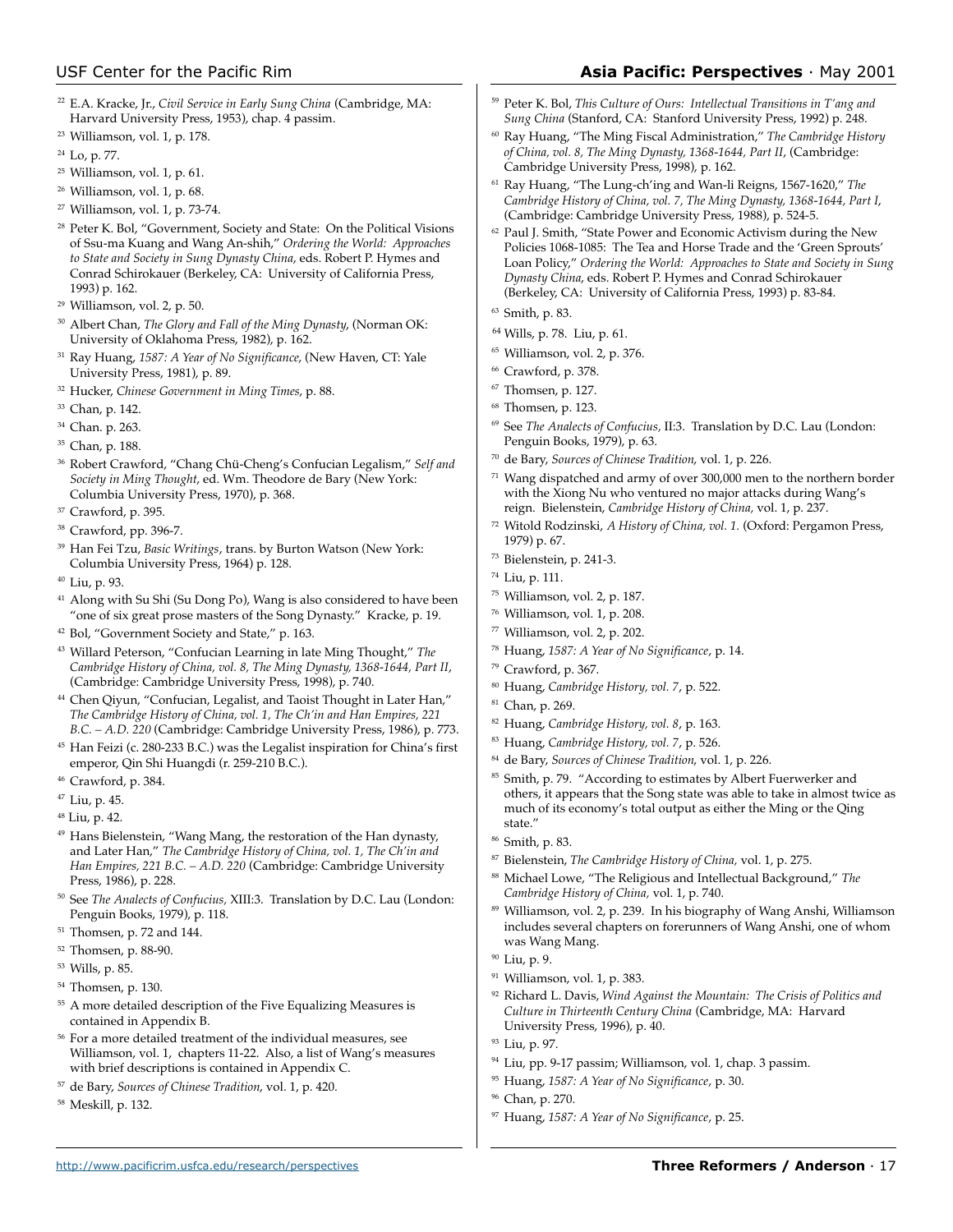[22] E.A. Kracke, Jr., *Civil Service in Early Sung China* (Cambridge, MA: Harvard University Press, 1953), chap. 4 passim.

[23] Williamson, vol. 1, p. 178.

[24] Lo, p. 77.

[25] Williamson, vol. 1, p. 61.

[26] Williamson, vol. 1, p. 68.

[27] Williamson, vol. 1, p. 73-74.

[28] Peter K. Bol, "Government, Society and State: On the Political Visions of Ssu-ma Kuang and Wang An-shih," *Ordering the World: Approaches to State and Society in Sung Dynasty China*, eds. Robert P. Hymes and Conrad Schirokauer (Berkeley, CA: University of California Press, 1993) p. 162.

[29] Williamson, vol. 2, p. 50.

[30] Albert Chan, *The Glory and Fall of the Ming Dynasty*, (Norman OK: University of Oklahoma Press, 1982), p. 162.

[31] Ray Huang, *1587: A Year of No Significance*, (New Haven, CT: Yale University Press, 1981), p. 89.

[32] Hucker, *Chinese Government in Ming Times*, p. 88.

[33] Chan, p. 142.

[34] Chan. p. 263.

[35] Chan, p. 188.

[36] Robert Crawford, "Chang Chü-Cheng's Confucian Legalism," *Self and Society in Ming Thought*, ed. Wm. Theodore de Bary (New York: Columbia University Press, 1970), p. 368.

[37] Crawford, p. 395.

[38] Crawford, pp. 396-7.

[39] Han Fei Tzu, *Basic Writings*, trans. by Burton Watson (New York: Columbia University Press, 1964) p. 128.

[40] Liu, p. 93.

[41] Along with Su Shi (Su Dong Po), Wang is also considered to have been "one of six great prose masters of the Song Dynasty." Kracke, p. 19.

[42] Bol, "Government Society and State," p. 163.

[43] Willard Peterson, "Confucian Learning in late Ming Thought," *The Cambridge History of China, vol. 8, The Ming Dynasty, 1368-1644, Part II*, (Cambridge: Cambridge University Press, 1998), p. 740.

[44] Chen Qiyun, "Confucian, Legalist, and Taoist Thought in Later Han," *The Cambridge History of China, vol. 1, The Ch'in and Han Empires, 221 B.C. – A.D. 220* (Cambridge: Cambridge University Press, 1986), p. 773.

[45] Han Feizi (c. 280-233 B.C.) was the Legalist inspiration for China's first emperor, Qin Shi Huangdi (r. 259-210 B.C.).

[46] Crawford, p. 384.

[47] Liu, p. 45.

[48] Liu, p. 42.

[49] Hans Bielenstein, "Wang Mang, the restoration of the Han dynasty, and Later Han," *The Cambridge History of China, vol. 1, The Ch'in and Han Empires, 221 B.C. – A.D. 220* (Cambridge: Cambridge University Press, 1986), p. 228.

[50] See *The Analects of Confucius,* XIII:3. Translation by D.C. Lau (London: Penguin Books, 1979), p. 118.

[51] Thomsen, p. 72 and 144.

[52] Thomsen, p. 88-90.

[53] Wills, p. 85.

[54] Thomsen, p. 130.

[55] A more detailed description of the Five Equalizing Measures is contained in Appendix B.

[56] For a more detailed treatment of the individual measures, see Williamson, vol. 1, chapters 11-22. Also, a list of Wang's measures with brief descriptions is contained in Appendix C.

[57] de Bary, *Sources of Chinese Tradition*, vol. 1, p. 420.

[58] Meskill, p. 132.

[59] Peter K. Bol, *This Culture of Ours: Intellectual Transitions in T'ang and Sung China* (Stanford, CA: Stanford University Press, 1992) p. 248.

[60] Ray Huang, "The Ming Fiscal Administration," *The Cambridge History of China, vol. 8, The Ming Dynasty, 1368-1644, Part II*, (Cambridge: Cambridge University Press, 1998), p. 162.

[61] Ray Huang, "The Lung-ch'ing and Wan-li Reigns, 1567-1620," *The Cambridge History of China, vol. 7, The Ming Dynasty, 1368-1644, Part I*, (Cambridge: Cambridge University Press, 1988), p. 524-5.

[62] Paul J. Smith, "State Power and Economic Activism during the New Policies 1068-1085: The Tea and Horse Trade and the 'Green Sprouts' Loan Policy," *Ordering the World: Approaches to State and Society in Sung Dynasty China*, eds. Robert P. Hymes and Conrad Schirokauer (Berkeley, CA: University of California Press, 1993) p. 83-84.

[63] Smith, p. 83.

[64] Wills, p. 78. Liu, p. 61.

[65] Williamson, vol. 2, p. 376.

[66] Crawford, p. 378.

[67] Thomsen, p. 127.

[68] Thomsen, p. 123.

[69] See *The Analects of Confucius,* II:3. Translation by D.C. Lau (London: Penguin Books, 1979), p. 63.

[70] de Bary, *Sources of Chinese Tradition*, vol. 1, p. 226.

[71] Wang dispatched and army of over 300,000 men to the northern border with the Xiong Nu who ventured no major attacks during Wang's reign. Bielenstein, *Cambridge History of China,* vol. 1, p. 237.

[72] Witold Rodzinski, *A History of China, vol. 1.* (Oxford: Pergamon Press, 1979) p. 67.

[73] Bielenstein, p. 241-3.

[74] Liu, p. 111.

[75] Williamson, vol. 2, p. 187.

[76] Williamson, vol. 1, p. 208.

[77] Williamson, vol. 2, p. 202.

[78] Huang, *1587: A Year of No Significance*, p. 14.

[79] Crawford, p. 367.

[80] Huang, *Cambridge History, vol. 7*, p. 522.

[81] Chan, p. 269.

[82] Huang, *Cambridge History, vol. 8*, p. 163.

[83] Huang, *Cambridge History, vol. 7*, p. 526.

[84] de Bary, *Sources of Chinese Tradition*, vol. 1, p. 226.

[85] Smith, p. 79. "According to estimates by Albert Fuerwerker and others, it appears that the Song state was able to take in almost twice as much of its economy's total output as either the Ming or the Qing state."

[86] Smith, p. 83.

[87] Bielenstein, *The Cambridge History of China,* vol. 1, p. 275.

[88] Michael Lowe, "The Religious and Intellectual Background," *The Cambridge History of China,* vol. 1, p. 740.

[89] Williamson, vol. 2, p. 239. In his biography of Wang Anshi, Williamson includes several chapters on forerunners of Wang Anshi, one of whom was Wang Mang.

[90] Liu, p. 9.

[91] Williamson, vol. 1, p. 383.

[92] Richard L. Davis, *Wind Against the Mountain: The Crisis of Politics and Culture in Thirteenth Century China* (Cambridge, MA: Harvard University Press, 1996), p. 40.

[93] Liu, p. 97.

[94] Liu, pp. 9-17 passim; Williamson, vol. 1, chap. 3 passim.

[95] Huang, *1587: A Year of No Significance*, p. 30.

[96] Chan, p. 270.

[97] Huang, *1587: A Year of No Significance*, p. 25.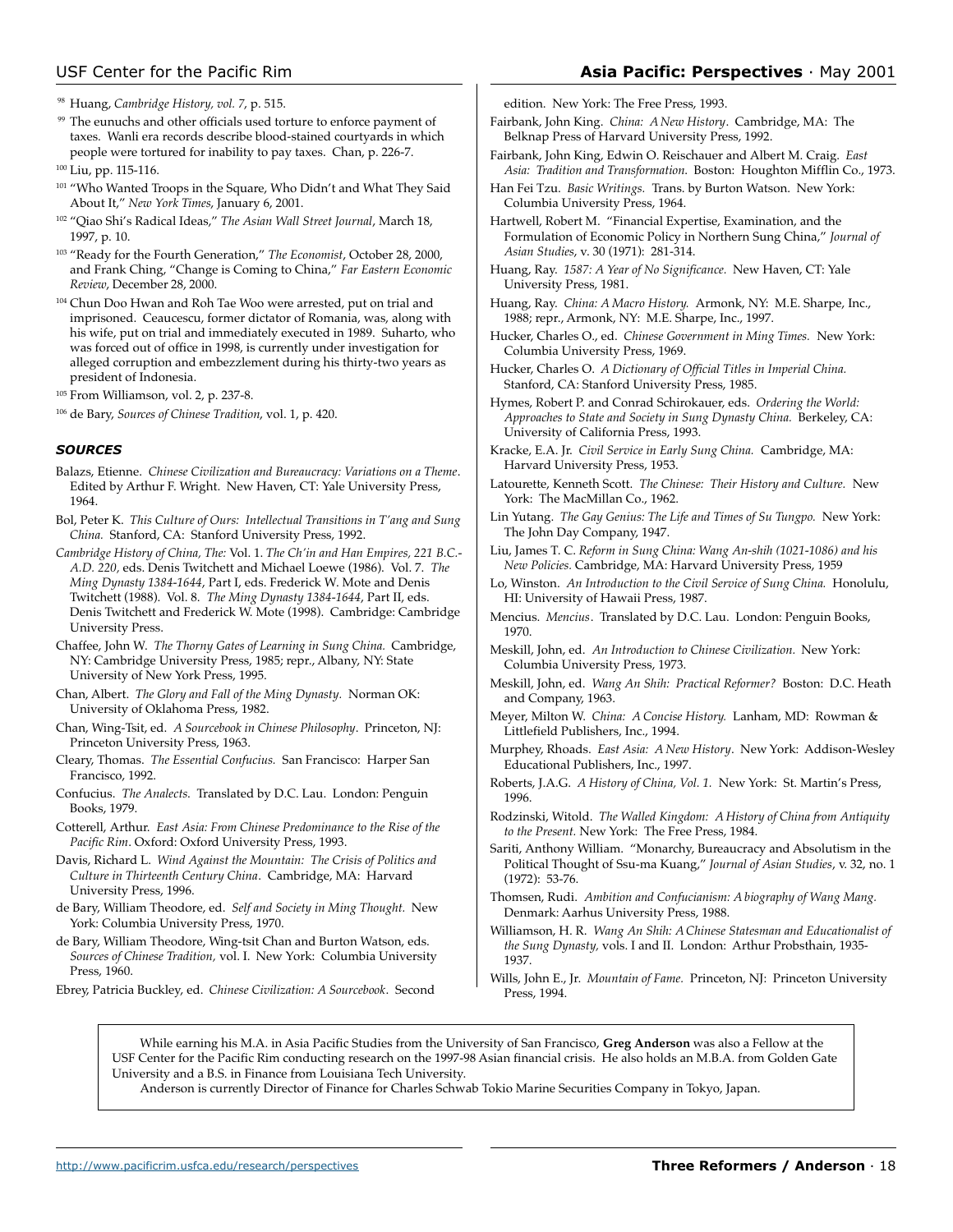[98] Huang, *Cambridge History, vol. 7*, p. 515.

[99] The eunuchs and other officials used torture to enforce payment of taxes. Wanli era records describe blood-stained courtyards in which people were tortured for inability to pay taxes. Chan, p. 226-7.

[100] Liu, pp. 115-116.

[101] "Who Wanted Troops in the Square, Who Didn't and What They Said About It," *New York Times*, January 6, 2001.

[102] "Qiao Shi's Radical Ideas," *The Asian Wall Street Journal*, March 18, 1997, p. 10.

[103] "Ready for the Fourth Generation," *The Economist*, October 28, 2000, and Frank Ching, "Change is Coming to China," *Far Eastern Economic Review*, December 28, 2000.

[104] Chun Doo Hwan and Roh Tae Woo were arrested, put on trial and imprisoned. Ceaucescu, former dictator of Romania, was, along with his wife, put on trial and immediately executed in 1989. Suharto, who was forced out of office in 1998, is currently under investigation for alleged corruption and embezzlement during his thirty-two years as president of Indonesia.

[105] From Williamson, vol. 2, p. 237-8.

[106] de Bary, *Sources of Chinese Tradition*, vol. 1, p. 420.

## SOURCES

Balazs, Etienne. *Chinese Civilization and Bureaucracy: Variations on a Theme*. Edited by Arthur F. Wright. New Haven, CT: Yale University Press, 1964.

Bol, Peter K. *This Culture of Ours: Intellectual Transitions in T'ang and Sung China.* Stanford, CA: Stanford University Press, 1992.

*Cambridge History of China, The:* Vol. 1. *The Ch'in and Han Empires, 221 B.C.-A.D. 220,* eds. Denis Twitchett and Michael Loewe (1986). Vol. 7. *The Ming Dynasty 1384-1644*, Part I, eds. Frederick W. Mote and Denis Twitchett (1988). Vol. 8. *The Ming Dynasty 1384-1644*, Part II, eds. Denis Twitchett and Frederick W. Mote (1998). Cambridge: Cambridge University Press.

Chaffee, John W. *The Thorny Gates of Learning in Sung China.* Cambridge, NY: Cambridge University Press, 1985; repr., Albany, NY: State University of New York Press, 1995.

Chan, Albert. *The Glory and Fall of the Ming Dynasty.* Norman OK: University of Oklahoma Press, 1982.

Chan, Wing-Tsit, ed. *A Sourcebook in Chinese Philosophy*. Princeton, NJ: Princeton University Press, 1963.

Cleary, Thomas. *The Essential Confucius.* San Francisco: Harper San Francisco, 1992.

Confucius. *The Analects*. Translated by D.C. Lau. London: Penguin Books, 1979.

Cotterell, Arthur. *East Asia: From Chinese Predominance to the Rise of the Pacific Rim*. Oxford: Oxford University Press, 1993.

Davis, Richard L. *Wind Against the Mountain: The Crisis of Politics and Culture in Thirteenth Century China*. Cambridge, MA: Harvard University Press, 1996.

de Bary, William Theodore, ed. *Self and Society in Ming Thought.* New York: Columbia University Press, 1970.

de Bary, William Theodore, Wing-tsit Chan and Burton Watson, eds. *Sources of Chinese Tradition,* vol. I. New York: Columbia University Press, 1960.

Ebrey, Patricia Buckley, ed. *Chinese Civilization: A Sourcebook*. Second edition. New York: The Free Press, 1993.

Fairbank, John King. *China: A New History*. Cambridge, MA: The Belknap Press of Harvard University Press, 1992.

Fairbank, John King, Edwin O. Reischauer and Albert M. Craig. *East Asia: Tradition and Transformation.* Boston: Houghton Mifflin Co., 1973.

Han Fei Tzu. *Basic Writings.* Trans. by Burton Watson. New York: Columbia University Press, 1964.

Hartwell, Robert M. "Financial Expertise, Examination, and the Formulation of Economic Policy in Northern Sung China," *Journal of Asian Studies*, v. 30 (1971): 281-314.

Huang, Ray. *1587: A Year of No Significance.* New Haven, CT: Yale University Press, 1981.

Huang, Ray. *China: A Macro History.* Armonk, NY: M.E. Sharpe, Inc., 1988; repr., Armonk, NY: M.E. Sharpe, Inc., 1997.

Hucker, Charles O., ed. *Chinese Government in Ming Times.* New York: Columbia University Press, 1969.

Hucker, Charles O. *A Dictionary of Official Titles in Imperial China.* Stanford, CA: Stanford University Press, 1985.

Hymes, Robert P. and Conrad Schirokauer, eds. *Ordering the World: Approaches to State and Society in Sung Dynasty China.* Berkeley, CA: University of California Press, 1993.

Kracke, E.A. Jr. *Civil Service in Early Sung China.* Cambridge, MA: Harvard University Press, 1953.

Latourette, Kenneth Scott. *The Chinese: Their History and Culture.* New York: The MacMillan Co., 1962.

Lin Yutang. *The Gay Genius: The Life and Times of Su Tungpo.* New York: The John Day Company, 1947.

Liu, James T. C. *Reform in Sung China: Wang An-shih (1021-1086) and his New Policies.* Cambridge, MA: Harvard University Press, 1959

Lo, Winston. *An Introduction to the Civil Service of Sung China.* Honolulu, HI: University of Hawaii Press, 1987.

Mencius. *Mencius*. Translated by D.C. Lau. London: Penguin Books, 1970.

Meskill, John, ed. *An Introduction to Chinese Civilization.* New York: Columbia University Press, 1973.

Meskill, John, ed. *Wang An Shih: Practical Reformer?* Boston: D.C. Heath and Company, 1963.

Meyer, Milton W. *China: A Concise History.* Lanham, MD: Rowman & Littlefield Publishers, Inc., 1994.

Murphey, Rhoads. *East Asia: A New History*. New York: Addison-Wesley Educational Publishers, Inc., 1997.

Roberts, J.A.G. *A History of China, Vol. 1.* New York: St. Martin's Press, 1996.

Rodzinski, Witold. *The Walled Kingdom: A History of China from Antiquity to the Present.* New York: The Free Press, 1984.

Sariti, Anthony William. "Monarchy, Bureaucracy and Absolutism in the Political Thought of Ssu-ma Kuang," *Journal of Asian Studies*, v. 32, no. 1 (1972): 53-76.

Thomsen, Rudi. *Ambition and Confucianism: A biography of Wang Mang.* Denmark: Aarhus University Press, 1988.

Williamson, H. R. *Wang An Shih: A Chinese Statesman and Educationalist of the Sung Dynasty,* vols. I and II. London: Arthur Probsthain, 1935-1937.

Wills, John E., Jr. *Mountain of Fame*. Princeton, NJ: Princeton University Press, 1994.

While earning his M.A. in Asia Pacific Studies from the University of San Francisco, **Greg Anderson** was also a Fellow at the USF Center for the Pacific Rim conducting research on the 1997-98 Asian financial crisis. He also holds an M.B.A. from Golden Gate University and a B.S. in Finance from Louisiana Tech University.

Anderson is currently Director of Finance for Charles Schwab Tokio Marine Securities Company in Tokyo, Japan.